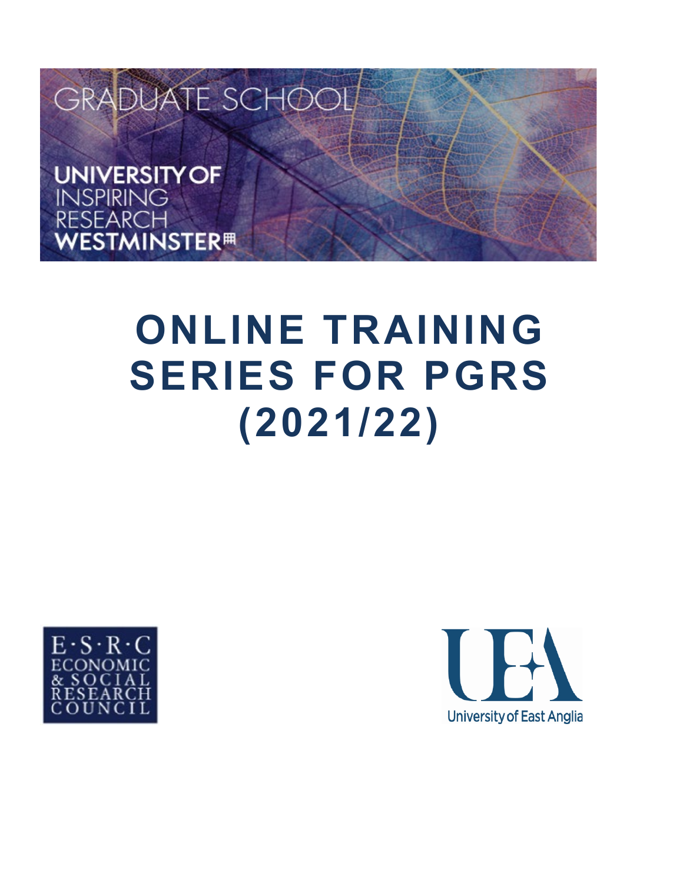GRADUATE SCHOOL

UNIVERSITY OF INSPIRING RESEARCH WESTMINSTER

# ONLINE TRAINING SERIES FOR PGRS (2021/22)

E·S·R·C ECONOMIC & SOCIAL RESEARCH COUNCIL

UEA University of East Anglia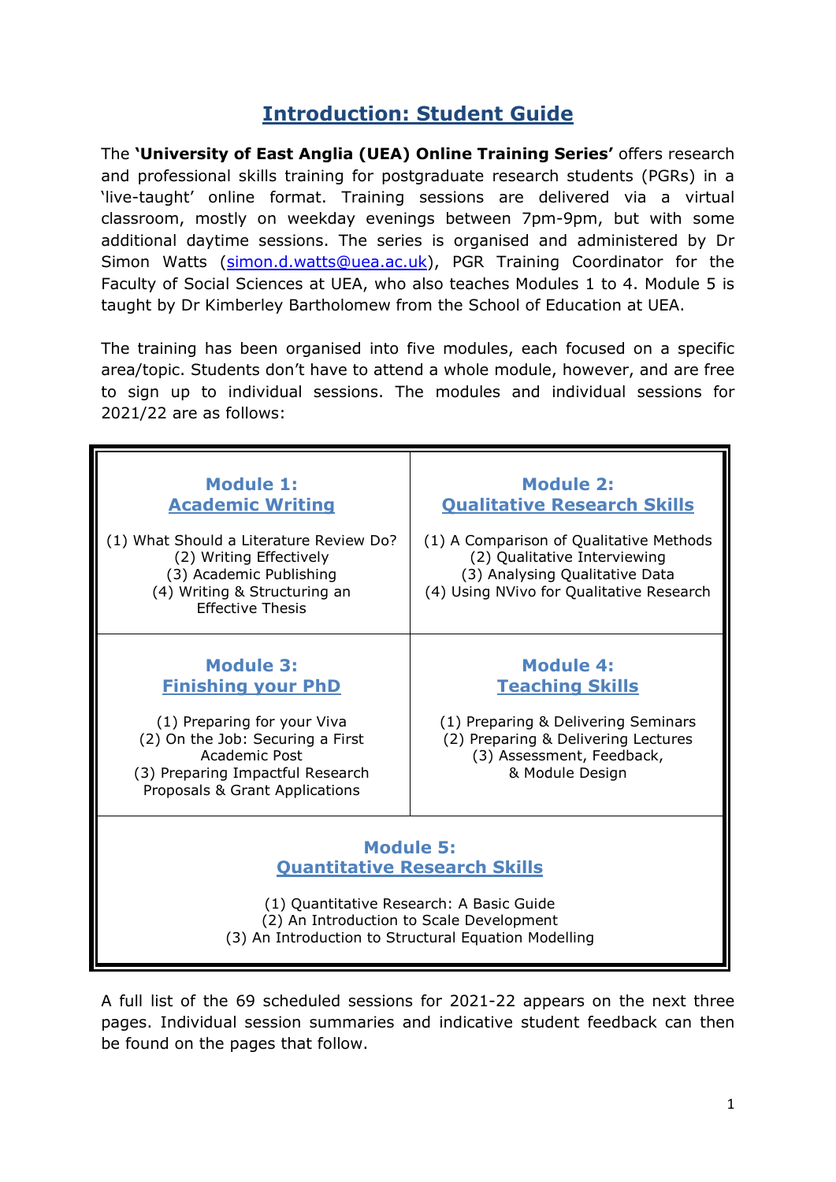# Introduction: Student Guide

The **'University of East Anglia (UEA) Online Training Series'** offers research and professional skills training for postgraduate research students (PGRs) in a 'live-taught' online format. Training sessions are delivered via a virtual classroom, mostly on weekday evenings between 7pm-9pm, but with some additional daytime sessions. The series is organised and administered by Dr Simon Watts (simon.d.watts@uea.ac.uk), PGR Training Coordinator for the Faculty of Social Sciences at UEA, who also teaches Modules 1 to 4. Module 5 is taught by Dr Kimberley Bartholomew from the School of Education at UEA.

The training has been organised into five modules, each focused on a specific area/topic. Students don't have to attend a whole module, however, and are free to sign up to individual sessions. The modules and individual sessions for 2021/22 are as follows:

| **Module 1: Academic Writing** | **Module 2: Qualitative Research Skills** |
|---|---|
| (1) What Should a Literature Review Do?<br>(2) Writing Effectively<br>(3) Academic Publishing<br>(4) Writing & Structuring an Effective Thesis | (1) A Comparison of Qualitative Methods<br>(2) Qualitative Interviewing<br>(3) Analysing Qualitative Data<br>(4) Using NVivo for Qualitative Research |
| **Module 3: Finishing your PhD** | **Module 4: Teaching Skills** |
| (1) Preparing for your Viva<br>(2) On the Job: Securing a First Academic Post<br>(3) Preparing Impactful Research Proposals & Grant Applications | (1) Preparing & Delivering Seminars<br>(2) Preparing & Delivering Lectures<br>(3) Assessment, Feedback, & Module Design |
| **Module 5: Quantitative Research Skills** | |
| (1) Quantitative Research: A Basic Guide<br>(2) An Introduction to Scale Development<br>(3) An Introduction to Structural Equation Modelling | |

A full list of the 69 scheduled sessions for 2021-22 appears on the next three pages. Individual session summaries and indicative student feedback can then be found on the pages that follow.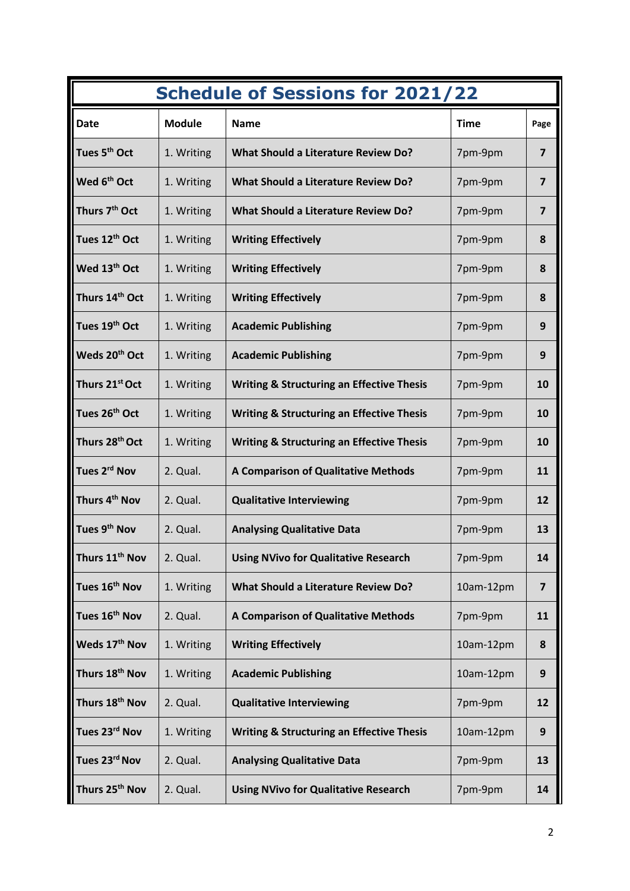# Schedule of Sessions for 2021/22

| Date | Module | Name | Time | Page |
|---|---|---|---|---|
| **Tues 5th Oct** | 1. Writing | **What Should a Literature Review Do?** | 7pm-9pm | **7** |
| **Wed 6th Oct** | 1. Writing | **What Should a Literature Review Do?** | 7pm-9pm | **7** |
| **Thurs 7th Oct** | 1. Writing | **What Should a Literature Review Do?** | 7pm-9pm | **7** |
| **Tues 12th Oct** | 1. Writing | **Writing Effectively** | 7pm-9pm | **8** |
| **Wed 13th Oct** | 1. Writing | **Writing Effectively** | 7pm-9pm | **8** |
| **Thurs 14th Oct** | 1. Writing | **Writing Effectively** | 7pm-9pm | **8** |
| **Tues 19th Oct** | 1. Writing | **Academic Publishing** | 7pm-9pm | **9** |
| **Weds 20th Oct** | 1. Writing | **Academic Publishing** | 7pm-9pm | **9** |
| **Thurs 21st Oct** | 1. Writing | **Writing & Structuring an Effective Thesis** | 7pm-9pm | **10** |
| **Tues 26th Oct** | 1. Writing | **Writing & Structuring an Effective Thesis** | 7pm-9pm | **10** |
| **Thurs 28th Oct** | 1. Writing | **Writing & Structuring an Effective Thesis** | 7pm-9pm | **10** |
| **Tues 2rd Nov** | 2. Qual. | **A Comparison of Qualitative Methods** | 7pm-9pm | **11** |
| **Thurs 4th Nov** | 2. Qual. | **Qualitative Interviewing** | 7pm-9pm | **12** |
| **Tues 9th Nov** | 2. Qual. | **Analysing Qualitative Data** | 7pm-9pm | **13** |
| **Thurs 11th Nov** | 2. Qual. | **Using NVivo for Qualitative Research** | 7pm-9pm | **14** |
| **Tues 16th Nov** | 1. Writing | **What Should a Literature Review Do?** | 10am-12pm | **7** |
| **Tues 16th Nov** | 2. Qual. | **A Comparison of Qualitative Methods** | 7pm-9pm | **11** |
| **Weds 17th Nov** | 1. Writing | **Writing Effectively** | 10am-12pm | **8** |
| **Thurs 18th Nov** | 1. Writing | **Academic Publishing** | 10am-12pm | **9** |
| **Thurs 18th Nov** | 2. Qual. | **Qualitative Interviewing** | 7pm-9pm | **12** |
| **Tues 23rd Nov** | 1. Writing | **Writing & Structuring an Effective Thesis** | 10am-12pm | **9** |
| **Tues 23rd Nov** | 2. Qual. | **Analysing Qualitative Data** | 7pm-9pm | **13** |
| **Thurs 25th Nov** | 2. Qual. | **Using NVivo for Qualitative Research** | 7pm-9pm | **14** |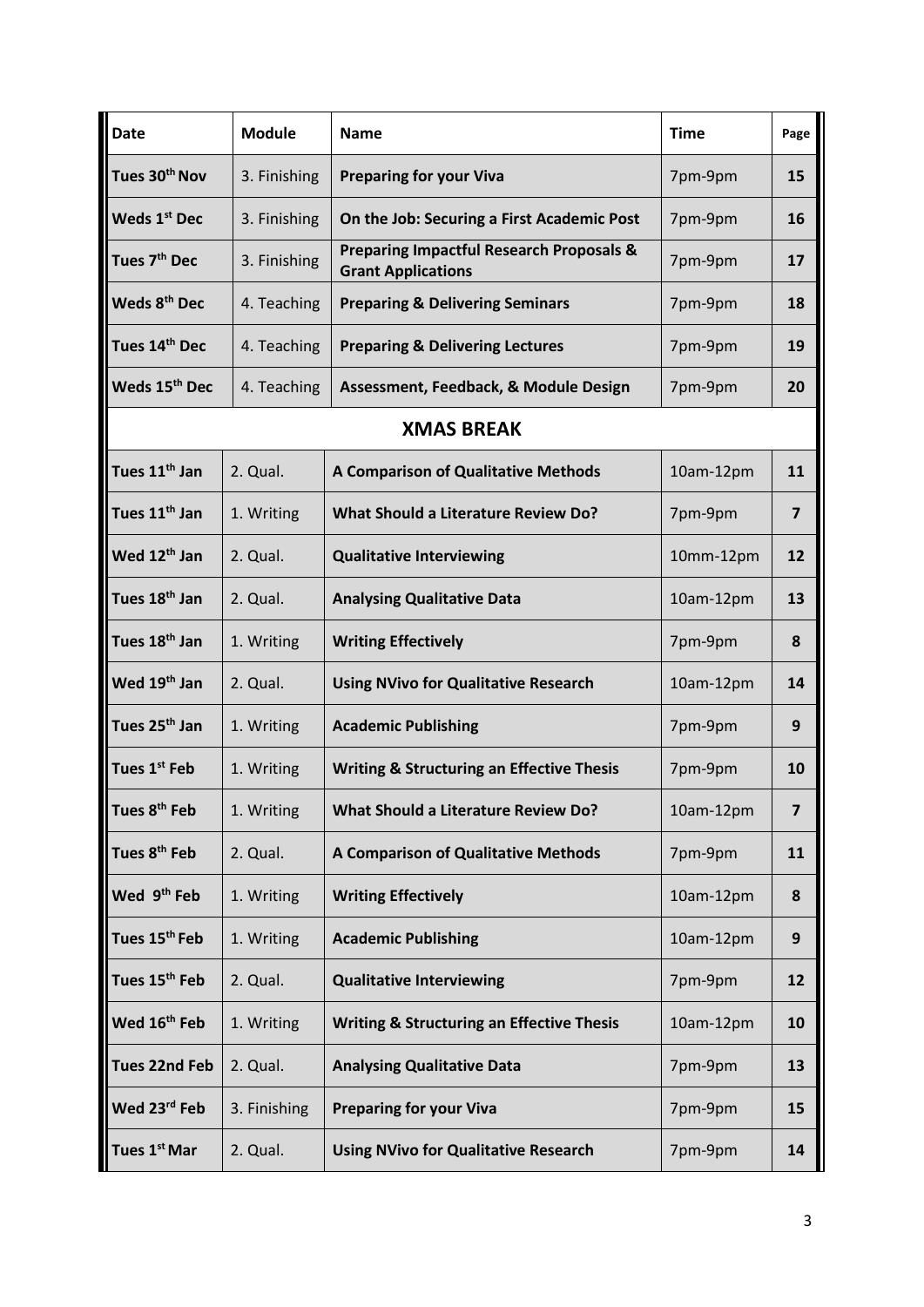| Date | Module | Name | Time | Page |
|---|---|---|---|---|
| **Tues 30th Nov** | 3. Finishing | **Preparing for your Viva** | 7pm-9pm | **15** |
| **Weds 1st Dec** | 3. Finishing | **On the Job: Securing a First Academic Post** | 7pm-9pm | **16** |
| **Tues 7th Dec** | 3. Finishing | **Preparing Impactful Research Proposals & Grant Applications** | 7pm-9pm | **17** |
| **Weds 8th Dec** | 4. Teaching | **Preparing & Delivering Seminars** | 7pm-9pm | **18** |
| **Tues 14th Dec** | 4. Teaching | **Preparing & Delivering Lectures** | 7pm-9pm | **19** |
| **Weds 15th Dec** | 4. Teaching | **Assessment, Feedback, & Module Design** | 7pm-9pm | **20** |
| | | **XMAS BREAK** | | |
| **Tues 11th Jan** | 2. Qual. | **A Comparison of Qualitative Methods** | 10am-12pm | **11** |
| **Tues 11th Jan** | 1. Writing | **What Should a Literature Review Do?** | 7pm-9pm | **7** |
| **Wed 12th Jan** | 2. Qual. | **Qualitative Interviewing** | 10mm-12pm | **12** |
| **Tues 18th Jan** | 2. Qual. | **Analysing Qualitative Data** | 10am-12pm | **13** |
| **Tues 18th Jan** | 1. Writing | **Writing Effectively** | 7pm-9pm | **8** |
| **Wed 19th Jan** | 2. Qual. | **Using NVivo for Qualitative Research** | 10am-12pm | **14** |
| **Tues 25th Jan** | 1. Writing | **Academic Publishing** | 7pm-9pm | **9** |
| **Tues 1st Feb** | 1. Writing | **Writing & Structuring an Effective Thesis** | 7pm-9pm | **10** |
| **Tues 8th Feb** | 1. Writing | **What Should a Literature Review Do?** | 10am-12pm | **7** |
| **Tues 8th Feb** | 2. Qual. | **A Comparison of Qualitative Methods** | 7pm-9pm | **11** |
| **Wed 9th Feb** | 1. Writing | **Writing Effectively** | 10am-12pm | **8** |
| **Tues 15th Feb** | 1. Writing | **Academic Publishing** | 10am-12pm | **9** |
| **Tues 15th Feb** | 2. Qual. | **Qualitative Interviewing** | 7pm-9pm | **12** |
| **Wed 16th Feb** | 1. Writing | **Writing & Structuring an Effective Thesis** | 10am-12pm | **10** |
| **Tues 22nd Feb** | 2. Qual. | **Analysing Qualitative Data** | 7pm-9pm | **13** |
| **Wed 23rd Feb** | 3. Finishing | **Preparing for your Viva** | 7pm-9pm | **15** |
| **Tues 1st Mar** | 2. Qual. | **Using NVivo for Qualitative Research** | 7pm-9pm | **14** |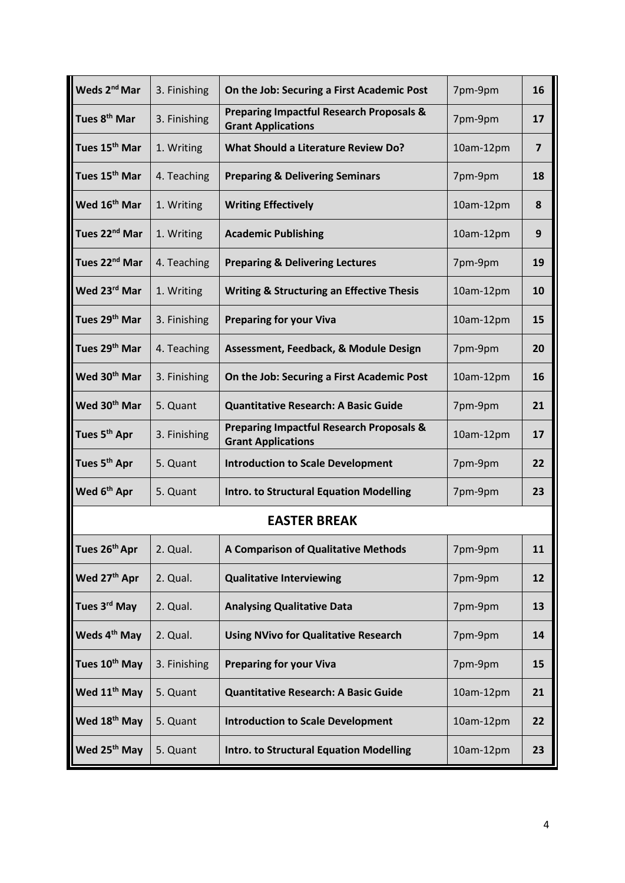| Weds 2nd Mar | 3. Finishing | **On the Job: Securing a First Academic Post** | 7pm-9pm | **16** |
|---|---|---|---|---|
| **Tues 8th Mar** | 3. Finishing | **Preparing Impactful Research Proposals & Grant Applications** | 7pm-9pm | **17** |
| **Tues 15th Mar** | 1. Writing | **What Should a Literature Review Do?** | 10am-12pm | **7** |
| **Tues 15th Mar** | 4. Teaching | **Preparing & Delivering Seminars** | 7pm-9pm | **18** |
| **Wed 16th Mar** | 1. Writing | **Writing Effectively** | 10am-12pm | **8** |
| **Tues 22nd Mar** | 1. Writing | **Academic Publishing** | 10am-12pm | **9** |
| **Tues 22nd Mar** | 4. Teaching | **Preparing & Delivering Lectures** | 7pm-9pm | **19** |
| **Wed 23rd Mar** | 1. Writing | **Writing & Structuring an Effective Thesis** | 10am-12pm | **10** |
| **Tues 29th Mar** | 3. Finishing | **Preparing for your Viva** | 10am-12pm | **15** |
| **Tues 29th Mar** | 4. Teaching | **Assessment, Feedback, & Module Design** | 7pm-9pm | **20** |
| **Wed 30th Mar** | 3. Finishing | **On the Job: Securing a First Academic Post** | 10am-12pm | **16** |
| **Wed 30th Mar** | 5. Quant | **Quantitative Research: A Basic Guide** | 7pm-9pm | **21** |
| **Tues 5th Apr** | 3. Finishing | **Preparing Impactful Research Proposals & Grant Applications** | 10am-12pm | **17** |
| **Tues 5th Apr** | 5. Quant | **Introduction to Scale Development** | 7pm-9pm | **22** |
| **Wed 6th Apr** | 5. Quant | **Intro. to Structural Equation Modelling** | 7pm-9pm | **23** |
| | | **EASTER BREAK** | | |
| **Tues 26th Apr** | 2. Qual. | **A Comparison of Qualitative Methods** | 7pm-9pm | **11** |
| **Wed 27th Apr** | 2. Qual. | **Qualitative Interviewing** | 7pm-9pm | **12** |
| **Tues 3rd May** | 2. Qual. | **Analysing Qualitative Data** | 7pm-9pm | **13** |
| **Weds 4th May** | 2. Qual. | **Using NVivo for Qualitative Research** | 7pm-9pm | **14** |
| **Tues 10th May** | 3. Finishing | **Preparing for your Viva** | 7pm-9pm | **15** |
| **Wed 11th May** | 5. Quant | **Quantitative Research: A Basic Guide** | 10am-12pm | **21** |
| **Wed 18th May** | 5. Quant | **Introduction to Scale Development** | 10am-12pm | **22** |
| **Wed 25th May** | 5. Quant | **Intro. to Structural Equation Modelling** | 10am-12pm | **23** |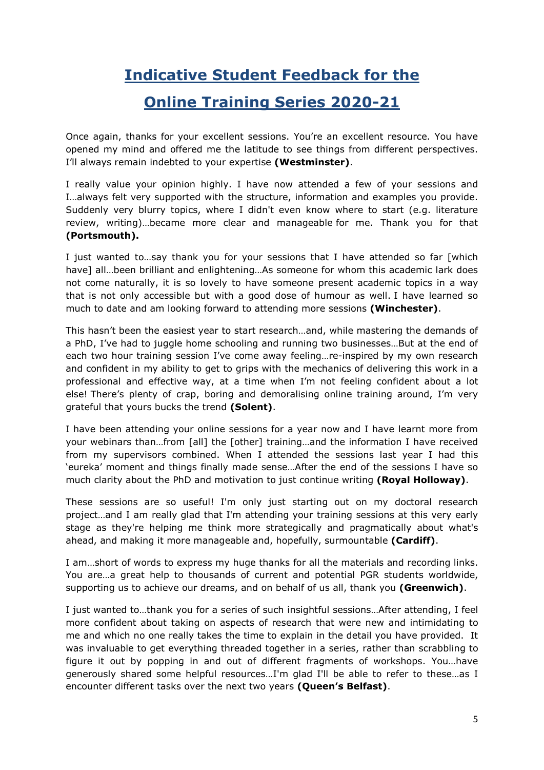# Indicative Student Feedback for the Online Training Series 2020-21

Once again, thanks for your excellent sessions. You're an excellent resource. You have opened my mind and offered me the latitude to see things from different perspectives. I'll always remain indebted to your expertise **(Westminster)**.

I really value your opinion highly. I have now attended a few of your sessions and I…always felt very supported with the structure, information and examples you provide. Suddenly very blurry topics, where I didn't even know where to start (e.g. literature review, writing)…became more clear and manageable for me. Thank you for that **(Portsmouth).**

I just wanted to…say thank you for your sessions that I have attended so far [which have] all…been brilliant and enlightening…As someone for whom this academic lark does not come naturally, it is so lovely to have someone present academic topics in a way that is not only accessible but with a good dose of humour as well. I have learned so much to date and am looking forward to attending more sessions **(Winchester)**.

This hasn't been the easiest year to start research…and, while mastering the demands of a PhD, I've had to juggle home schooling and running two businesses…But at the end of each two hour training session I've come away feeling…re-inspired by my own research and confident in my ability to get to grips with the mechanics of delivering this work in a professional and effective way, at a time when I'm not feeling confident about a lot else! There's plenty of crap, boring and demoralising online training around, I'm very grateful that yours bucks the trend **(Solent)**.

I have been attending your online sessions for a year now and I have learnt more from your webinars than…from [all] the [other] training…and the information I have received from my supervisors combined. When I attended the sessions last year I had this 'eureka' moment and things finally made sense…After the end of the sessions I have so much clarity about the PhD and motivation to just continue writing **(Royal Holloway)**.

These sessions are so useful! I'm only just starting out on my doctoral research project…and I am really glad that I'm attending your training sessions at this very early stage as they're helping me think more strategically and pragmatically about what's ahead, and making it more manageable and, hopefully, surmountable **(Cardiff)**.

I am…short of words to express my huge thanks for all the materials and recording links. You are…a great help to thousands of current and potential PGR students worldwide, supporting us to achieve our dreams, and on behalf of us all, thank you **(Greenwich)**.

I just wanted to…thank you for a series of such insightful sessions…After attending, I feel more confident about taking on aspects of research that were new and intimidating to me and which no one really takes the time to explain in the detail you have provided. It was invaluable to get everything threaded together in a series, rather than scrabbling to figure it out by popping in and out of different fragments of workshops. You…have generously shared some helpful resources…I'm glad I'll be able to refer to these…as I encounter different tasks over the next two years **(Queen's Belfast)**.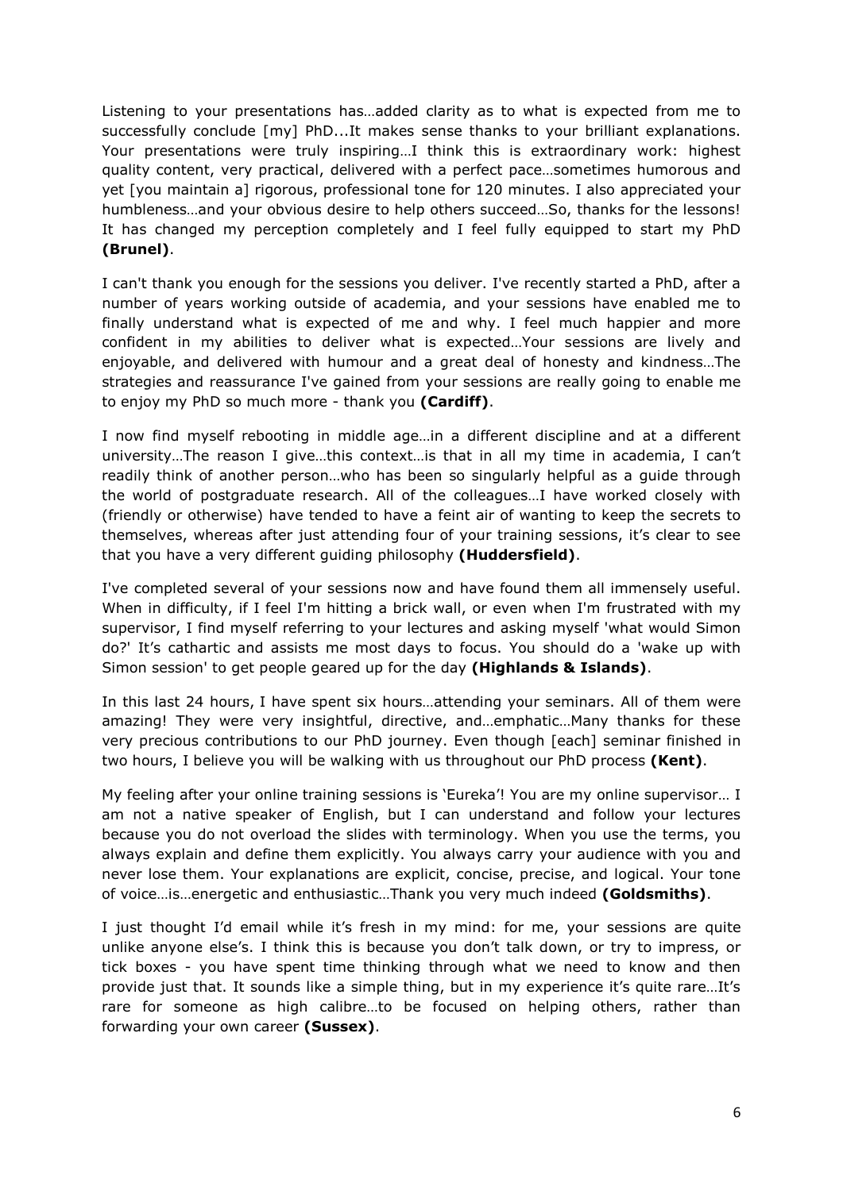Listening to your presentations has…added clarity as to what is expected from me to successfully conclude [my] PhD...It makes sense thanks to your brilliant explanations. Your presentations were truly inspiring…I think this is extraordinary work: highest quality content, very practical, delivered with a perfect pace…sometimes humorous and yet [you maintain a] rigorous, professional tone for 120 minutes. I also appreciated your humbleness…and your obvious desire to help others succeed…So, thanks for the lessons! It has changed my perception completely and I feel fully equipped to start my PhD **(Brunel)**.

I can't thank you enough for the sessions you deliver. I've recently started a PhD, after a number of years working outside of academia, and your sessions have enabled me to finally understand what is expected of me and why. I feel much happier and more confident in my abilities to deliver what is expected…Your sessions are lively and enjoyable, and delivered with humour and a great deal of honesty and kindness…The strategies and reassurance I've gained from your sessions are really going to enable me to enjoy my PhD so much more - thank you **(Cardiff)**.

I now find myself rebooting in middle age…in a different discipline and at a different university…The reason I give…this context…is that in all my time in academia, I can't readily think of another person…who has been so singularly helpful as a guide through the world of postgraduate research. All of the colleagues…I have worked closely with (friendly or otherwise) have tended to have a feint air of wanting to keep the secrets to themselves, whereas after just attending four of your training sessions, it's clear to see that you have a very different guiding philosophy **(Huddersfield)**.

I've completed several of your sessions now and have found them all immensely useful. When in difficulty, if I feel I'm hitting a brick wall, or even when I'm frustrated with my supervisor, I find myself referring to your lectures and asking myself 'what would Simon do?' It's cathartic and assists me most days to focus. You should do a 'wake up with Simon session' to get people geared up for the day **(Highlands & Islands)**.

In this last 24 hours, I have spent six hours…attending your seminars. All of them were amazing! They were very insightful, directive, and…emphatic…Many thanks for these very precious contributions to our PhD journey. Even though [each] seminar finished in two hours, I believe you will be walking with us throughout our PhD process **(Kent)**.

My feeling after your online training sessions is 'Eureka'! You are my online supervisor… I am not a native speaker of English, but I can understand and follow your lectures because you do not overload the slides with terminology. When you use the terms, you always explain and define them explicitly. You always carry your audience with you and never lose them. Your explanations are explicit, concise, precise, and logical. Your tone of voice…is…energetic and enthusiastic…Thank you very much indeed **(Goldsmiths)**.

I just thought I'd email while it's fresh in my mind: for me, your sessions are quite unlike anyone else's. I think this is because you don't talk down, or try to impress, or tick boxes - you have spent time thinking through what we need to know and then provide just that. It sounds like a simple thing, but in my experience it's quite rare…It's rare for someone as high calibre…to be focused on helping others, rather than forwarding your own career **(Sussex)**.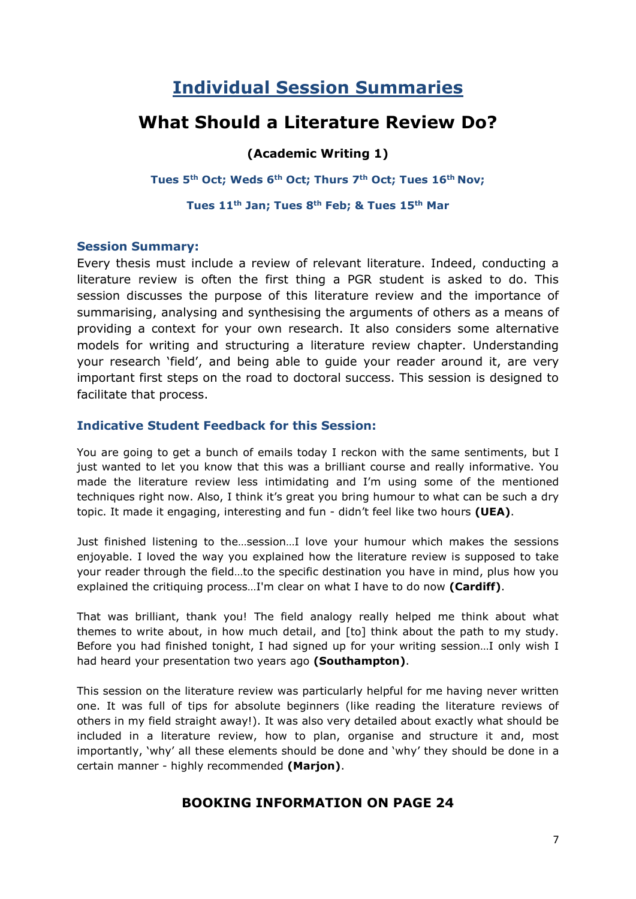# Individual Session Summaries

## What Should a Literature Review Do?

**(Academic Writing 1)**

**Tues 5th Oct; Weds 6th Oct; Thurs 7th Oct; Tues 16th Nov;**

**Tues 11th Jan; Tues 8th Feb; & Tues 15th Mar**

### Session Summary:

Every thesis must include a review of relevant literature. Indeed, conducting a literature review is often the first thing a PGR student is asked to do. This session discusses the purpose of this literature review and the importance of summarising, analysing and synthesising the arguments of others as a means of providing a context for your own research. It also considers some alternative models for writing and structuring a literature review chapter. Understanding your research 'field', and being able to guide your reader around it, are very important first steps on the road to doctoral success. This session is designed to facilitate that process.

### Indicative Student Feedback for this Session:

You are going to get a bunch of emails today I reckon with the same sentiments, but I just wanted to let you know that this was a brilliant course and really informative. You made the literature review less intimidating and I'm using some of the mentioned techniques right now. Also, I think it's great you bring humour to what can be such a dry topic. It made it engaging, interesting and fun - didn't feel like two hours **(UEA)**.

Just finished listening to the…session…I love your humour which makes the sessions enjoyable. I loved the way you explained how the literature review is supposed to take your reader through the field…to the specific destination you have in mind, plus how you explained the critiquing process…I'm clear on what I have to do now **(Cardiff)**.

That was brilliant, thank you! The field analogy really helped me think about what themes to write about, in how much detail, and [to] think about the path to my study. Before you had finished tonight, I had signed up for your writing session…I only wish I had heard your presentation two years ago **(Southampton)**.

This session on the literature review was particularly helpful for me having never written one. It was full of tips for absolute beginners (like reading the literature reviews of others in my field straight away!). It was also very detailed about exactly what should be included in a literature review, how to plan, organise and structure it and, most importantly, 'why' all these elements should be done and 'why' they should be done in a certain manner - highly recommended **(Marjon)**.

**BOOKING INFORMATION ON PAGE 24**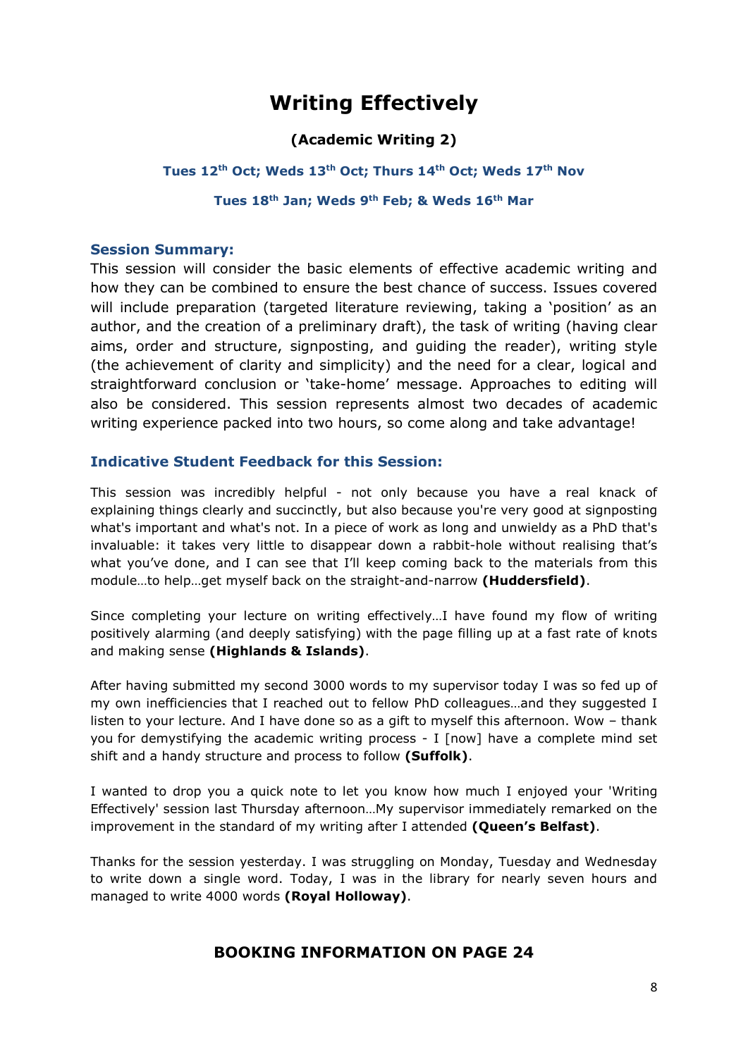# Writing Effectively

**(Academic Writing 2)**

**Tues 12th Oct; Weds 13th Oct; Thurs 14th Oct; Weds 17th Nov**

**Tues 18th Jan; Weds 9th Feb; & Weds 16th Mar**

### Session Summary:

This session will consider the basic elements of effective academic writing and how they can be combined to ensure the best chance of success. Issues covered will include preparation (targeted literature reviewing, taking a 'position' as an author, and the creation of a preliminary draft), the task of writing (having clear aims, order and structure, signposting, and guiding the reader), writing style (the achievement of clarity and simplicity) and the need for a clear, logical and straightforward conclusion or 'take-home' message. Approaches to editing will also be considered. This session represents almost two decades of academic writing experience packed into two hours, so come along and take advantage!

### Indicative Student Feedback for this Session:

This session was incredibly helpful - not only because you have a real knack of explaining things clearly and succinctly, but also because you're very good at signposting what's important and what's not. In a piece of work as long and unwieldy as a PhD that's invaluable: it takes very little to disappear down a rabbit-hole without realising that's what you've done, and I can see that I'll keep coming back to the materials from this module…to help…get myself back on the straight-and-narrow **(Huddersfield)**.

Since completing your lecture on writing effectively…I have found my flow of writing positively alarming (and deeply satisfying) with the page filling up at a fast rate of knots and making sense **(Highlands & Islands)**.

After having submitted my second 3000 words to my supervisor today I was so fed up of my own inefficiencies that I reached out to fellow PhD colleagues…and they suggested I listen to your lecture. And I have done so as a gift to myself this afternoon. Wow – thank you for demystifying the academic writing process - I [now] have a complete mind set shift and a handy structure and process to follow **(Suffolk)**.

I wanted to drop you a quick note to let you know how much I enjoyed your 'Writing Effectively' session last Thursday afternoon…My supervisor immediately remarked on the improvement in the standard of my writing after I attended **(Queen's Belfast)**.

Thanks for the session yesterday. I was struggling on Monday, Tuesday and Wednesday to write down a single word. Today, I was in the library for nearly seven hours and managed to write 4000 words **(Royal Holloway)**.

**BOOKING INFORMATION ON PAGE 24**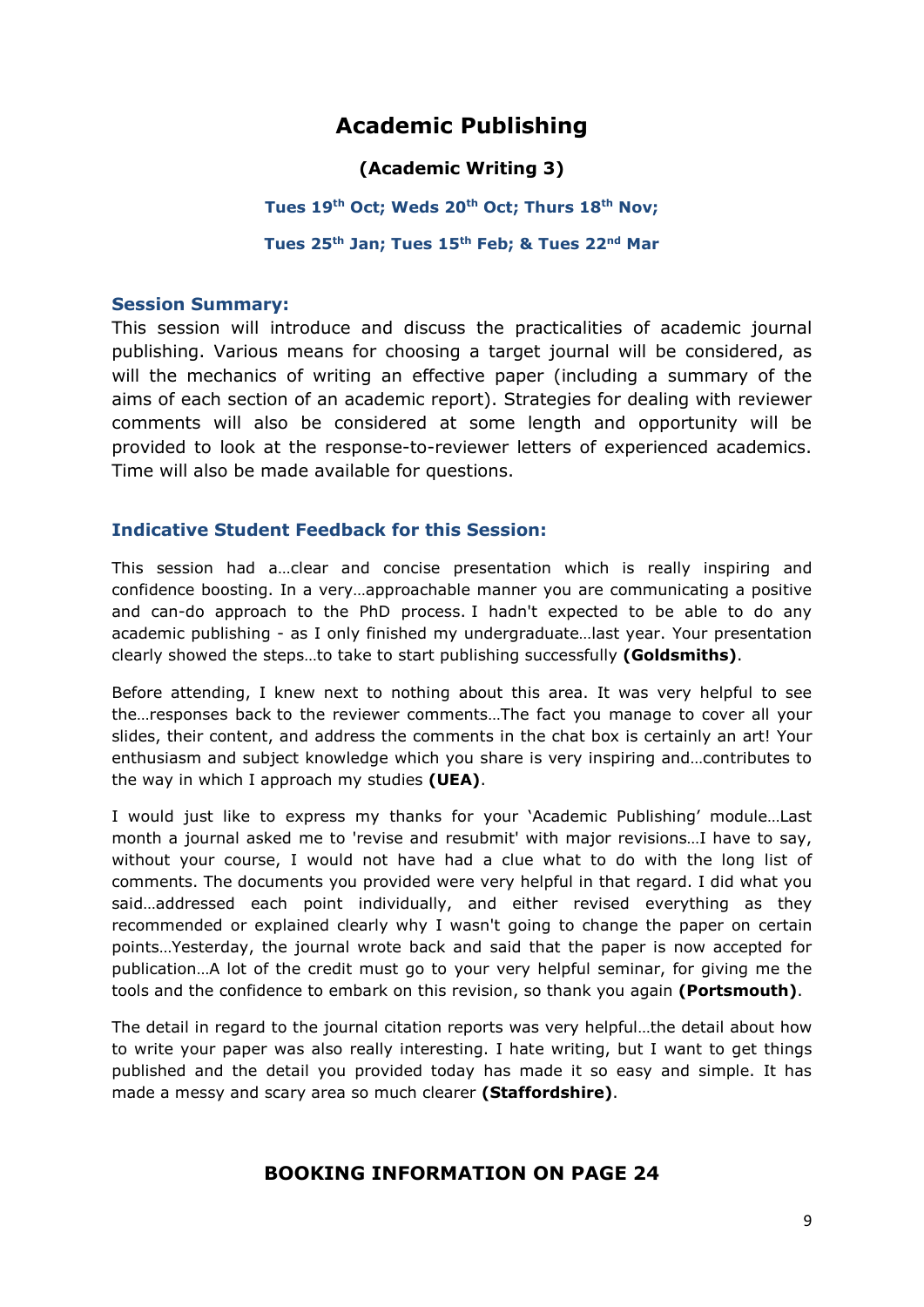# Academic Publishing

**(Academic Writing 3)**

**Tues 19th Oct; Weds 20th Oct; Thurs 18th Nov;**

**Tues 25th Jan; Tues 15th Feb; & Tues 22nd Mar**

### Session Summary:

This session will introduce and discuss the practicalities of academic journal publishing. Various means for choosing a target journal will be considered, as will the mechanics of writing an effective paper (including a summary of the aims of each section of an academic report). Strategies for dealing with reviewer comments will also be considered at some length and opportunity will be provided to look at the response-to-reviewer letters of experienced academics. Time will also be made available for questions.

### Indicative Student Feedback for this Session:

This session had a…clear and concise presentation which is really inspiring and confidence boosting. In a very…approachable manner you are communicating a positive and can-do approach to the PhD process. I hadn't expected to be able to do any academic publishing - as I only finished my undergraduate…last year. Your presentation clearly showed the steps…to take to start publishing successfully **(Goldsmiths)**.

Before attending, I knew next to nothing about this area. It was very helpful to see the…responses back to the reviewer comments…The fact you manage to cover all your slides, their content, and address the comments in the chat box is certainly an art! Your enthusiasm and subject knowledge which you share is very inspiring and…contributes to the way in which I approach my studies **(UEA)**.

I would just like to express my thanks for your 'Academic Publishing' module…Last month a journal asked me to 'revise and resubmit' with major revisions…I have to say, without your course, I would not have had a clue what to do with the long list of comments. The documents you provided were very helpful in that regard. I did what you said…addressed each point individually, and either revised everything as they recommended or explained clearly why I wasn't going to change the paper on certain points…Yesterday, the journal wrote back and said that the paper is now accepted for publication…A lot of the credit must go to your very helpful seminar, for giving me the tools and the confidence to embark on this revision, so thank you again **(Portsmouth)**.

The detail in regard to the journal citation reports was very helpful…the detail about how to write your paper was also really interesting. I hate writing, but I want to get things published and the detail you provided today has made it so easy and simple. It has made a messy and scary area so much clearer **(Staffordshire)**.

**BOOKING INFORMATION ON PAGE 24**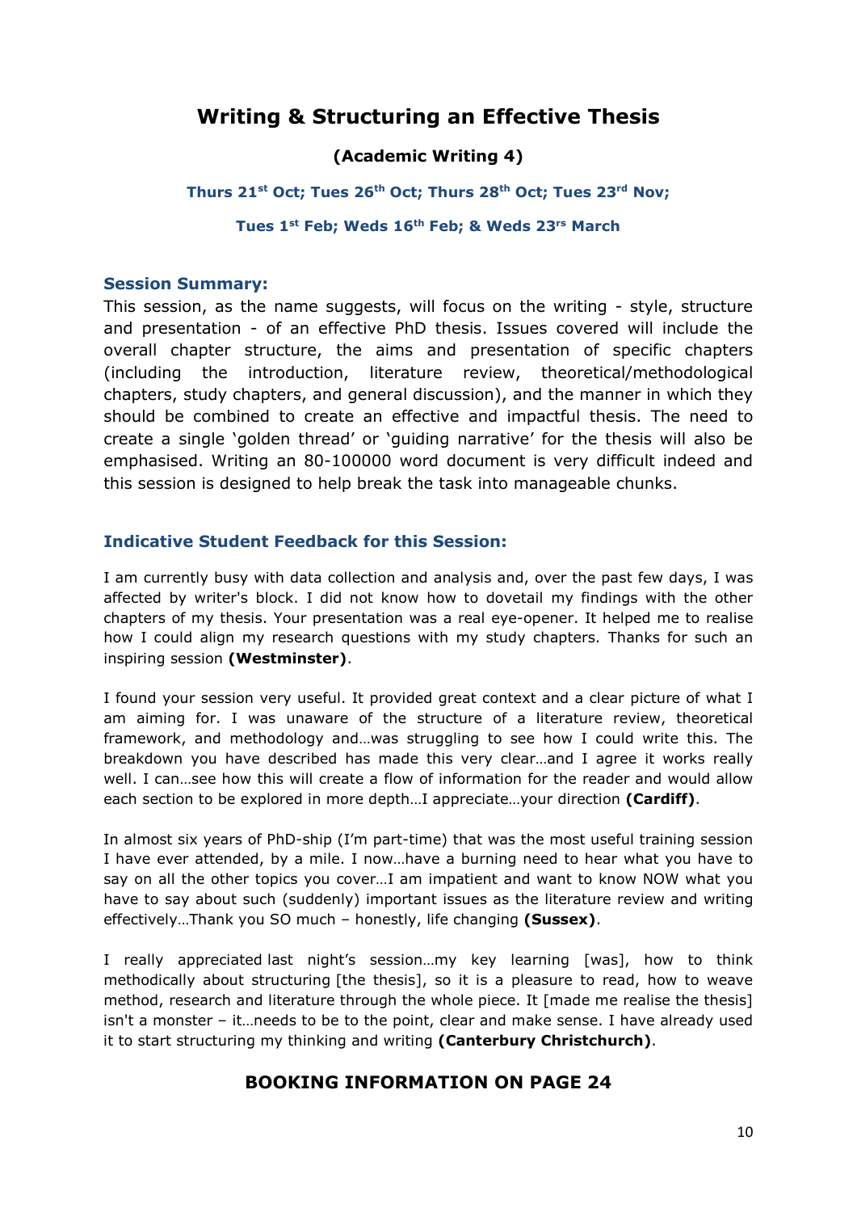# Writing & Structuring an Effective Thesis

**(Academic Writing 4)**

**Thurs 21st Oct; Tues 26th Oct; Thurs 28th Oct; Tues 23rd Nov;**

**Tues 1st Feb; Weds 16th Feb; & Weds 23rs March**

## Session Summary:

This session, as the name suggests, will focus on the writing - style, structure and presentation - of an effective PhD thesis. Issues covered will include the overall chapter structure, the aims and presentation of specific chapters (including the introduction, literature review, theoretical/methodological chapters, study chapters, and general discussion), and the manner in which they should be combined to create an effective and impactful thesis. The need to create a single 'golden thread' or 'guiding narrative' for the thesis will also be emphasised. Writing an 80-100000 word document is very difficult indeed and this session is designed to help break the task into manageable chunks.

## Indicative Student Feedback for this Session:

I am currently busy with data collection and analysis and, over the past few days, I was affected by writer's block. I did not know how to dovetail my findings with the other chapters of my thesis. Your presentation was a real eye-opener. It helped me to realise how I could align my research questions with my study chapters. Thanks for such an inspiring session **(Westminster)**.

I found your session very useful. It provided great context and a clear picture of what I am aiming for. I was unaware of the structure of a literature review, theoretical framework, and methodology and…was struggling to see how I could write this. The breakdown you have described has made this very clear…and I agree it works really well. I can…see how this will create a flow of information for the reader and would allow each section to be explored in more depth…I appreciate…your direction **(Cardiff)**.

In almost six years of PhD-ship (I'm part-time) that was the most useful training session I have ever attended, by a mile. I now…have a burning need to hear what you have to say on all the other topics you cover…I am impatient and want to know NOW what you have to say about such (suddenly) important issues as the literature review and writing effectively…Thank you SO much – honestly, life changing **(Sussex)**.

I really appreciated last night's session…my key learning [was], how to think methodically about structuring [the thesis], so it is a pleasure to read, how to weave method, research and literature through the whole piece. It [made me realise the thesis] isn't a monster – it…needs to be to the point, clear and make sense. I have already used it to start structuring my thinking and writing **(Canterbury Christchurch)**.

**BOOKING INFORMATION ON PAGE 24**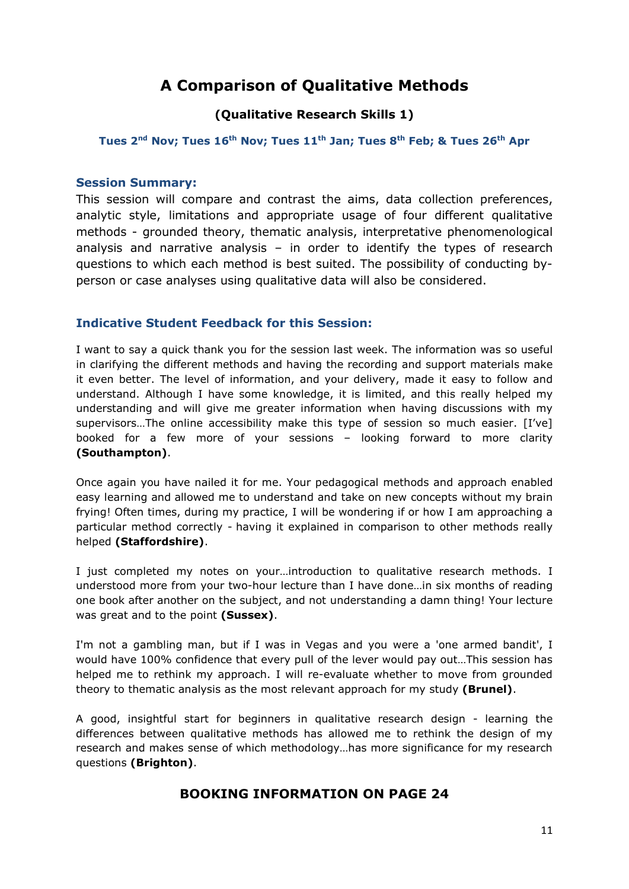# A Comparison of Qualitative Methods

### (Qualitative Research Skills 1)

**Tues 2nd Nov; Tues 16th Nov; Tues 11th Jan; Tues 8th Feb; & Tues 26th Apr**

### Session Summary:

This session will compare and contrast the aims, data collection preferences, analytic style, limitations and appropriate usage of four different qualitative methods - grounded theory, thematic analysis, interpretative phenomenological analysis and narrative analysis – in order to identify the types of research questions to which each method is best suited. The possibility of conducting by-person or case analyses using qualitative data will also be considered.

### Indicative Student Feedback for this Session:

I want to say a quick thank you for the session last week. The information was so useful in clarifying the different methods and having the recording and support materials make it even better. The level of information, and your delivery, made it easy to follow and understand. Although I have some knowledge, it is limited, and this really helped my understanding and will give me greater information when having discussions with my supervisors…The online accessibility make this type of session so much easier. [I've] booked for a few more of your sessions – looking forward to more clarity **(Southampton)**.

Once again you have nailed it for me. Your pedagogical methods and approach enabled easy learning and allowed me to understand and take on new concepts without my brain frying! Often times, during my practice, I will be wondering if or how I am approaching a particular method correctly - having it explained in comparison to other methods really helped **(Staffordshire)**.

I just completed my notes on your…introduction to qualitative research methods. I understood more from your two-hour lecture than I have done…in six months of reading one book after another on the subject, and not understanding a damn thing! Your lecture was great and to the point **(Sussex)**.

I'm not a gambling man, but if I was in Vegas and you were a 'one armed bandit', I would have 100% confidence that every pull of the lever would pay out…This session has helped me to rethink my approach. I will re-evaluate whether to move from grounded theory to thematic analysis as the most relevant approach for my study **(Brunel)**.

A good, insightful start for beginners in qualitative research design - learning the differences between qualitative methods has allowed me to rethink the design of my research and makes sense of which methodology…has more significance for my research questions **(Brighton)**.

**BOOKING INFORMATION ON PAGE 24**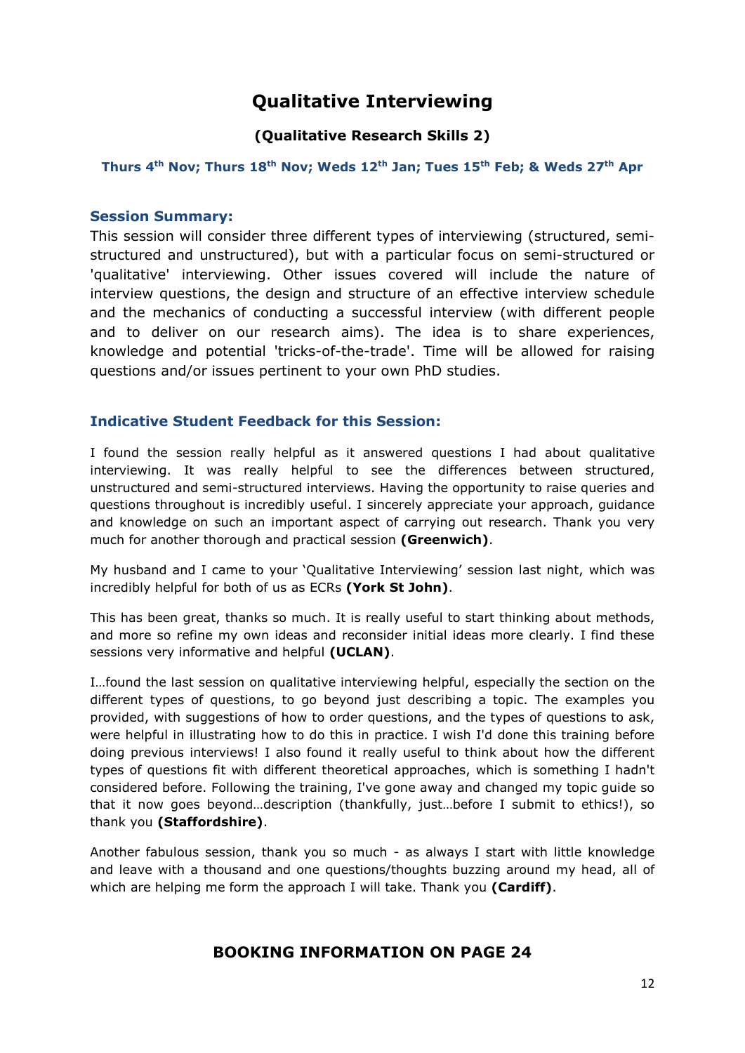# Qualitative Interviewing

### (Qualitative Research Skills 2)

**Thurs 4th Nov; Thurs 18th Nov; Weds 12th Jan; Tues 15th Feb; & Weds 27th Apr**

### Session Summary:

This session will consider three different types of interviewing (structured, semi-structured and unstructured), but with a particular focus on semi-structured or 'qualitative' interviewing. Other issues covered will include the nature of interview questions, the design and structure of an effective interview schedule and the mechanics of conducting a successful interview (with different people and to deliver on our research aims). The idea is to share experiences, knowledge and potential 'tricks-of-the-trade'. Time will be allowed for raising questions and/or issues pertinent to your own PhD studies.

### Indicative Student Feedback for this Session:

I found the session really helpful as it answered questions I had about qualitative interviewing. It was really helpful to see the differences between structured, unstructured and semi-structured interviews. Having the opportunity to raise queries and questions throughout is incredibly useful. I sincerely appreciate your approach, guidance and knowledge on such an important aspect of carrying out research. Thank you very much for another thorough and practical session **(Greenwich)**.

My husband and I came to your 'Qualitative Interviewing' session last night, which was incredibly helpful for both of us as ECRs **(York St John)**.

This has been great, thanks so much. It is really useful to start thinking about methods, and more so refine my own ideas and reconsider initial ideas more clearly. I find these sessions very informative and helpful **(UCLAN)**.

I…found the last session on qualitative interviewing helpful, especially the section on the different types of questions, to go beyond just describing a topic. The examples you provided, with suggestions of how to order questions, and the types of questions to ask, were helpful in illustrating how to do this in practice. I wish I'd done this training before doing previous interviews! I also found it really useful to think about how the different types of questions fit with different theoretical approaches, which is something I hadn't considered before. Following the training, I've gone away and changed my topic guide so that it now goes beyond…description (thankfully, just…before I submit to ethics!), so thank you **(Staffordshire)**.

Another fabulous session, thank you so much - as always I start with little knowledge and leave with a thousand and one questions/thoughts buzzing around my head, all of which are helping me form the approach I will take. Thank you **(Cardiff)**.

### BOOKING INFORMATION ON PAGE 24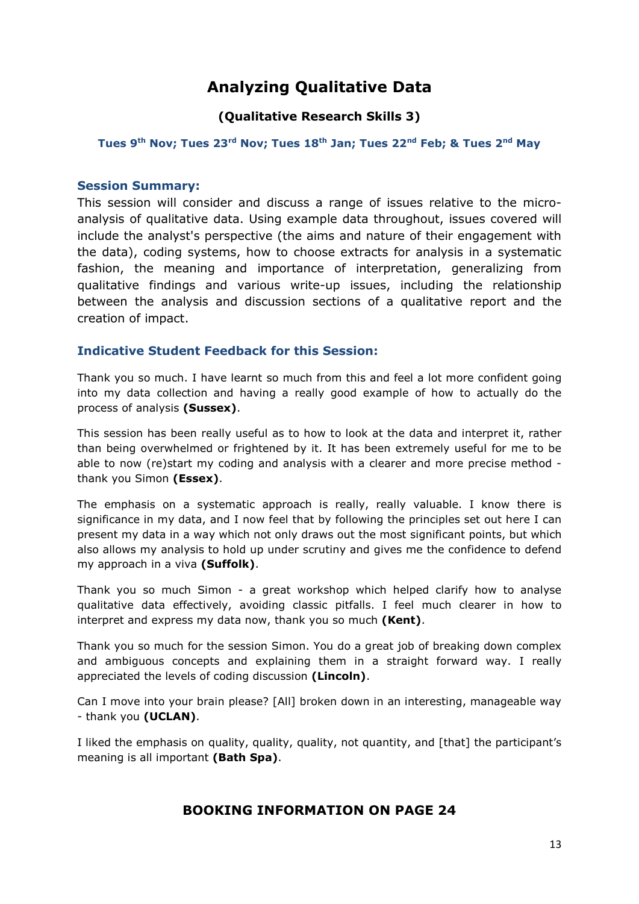# Analyzing Qualitative Data

### (Qualitative Research Skills 3)

**Tues 9th Nov; Tues 23rd Nov; Tues 18th Jan; Tues 22nd Feb; & Tues 2nd May**

### Session Summary:

This session will consider and discuss a range of issues relative to the micro-analysis of qualitative data. Using example data throughout, issues covered will include the analyst's perspective (the aims and nature of their engagement with the data), coding systems, how to choose extracts for analysis in a systematic fashion, the meaning and importance of interpretation, generalizing from qualitative findings and various write-up issues, including the relationship between the analysis and discussion sections of a qualitative report and the creation of impact.

### Indicative Student Feedback for this Session:

Thank you so much. I have learnt so much from this and feel a lot more confident going into my data collection and having a really good example of how to actually do the process of analysis **(Sussex)**.

This session has been really useful as to how to look at the data and interpret it, rather than being overwhelmed or frightened by it. It has been extremely useful for me to be able to now (re)start my coding and analysis with a clearer and more precise method - thank you Simon **(Essex)**.

The emphasis on a systematic approach is really, really valuable. I know there is significance in my data, and I now feel that by following the principles set out here I can present my data in a way which not only draws out the most significant points, but which also allows my analysis to hold up under scrutiny and gives me the confidence to defend my approach in a viva **(Suffolk)**.

Thank you so much Simon - a great workshop which helped clarify how to analyse qualitative data effectively, avoiding classic pitfalls. I feel much clearer in how to interpret and express my data now, thank you so much **(Kent)**.

Thank you so much for the session Simon. You do a great job of breaking down complex and ambiguous concepts and explaining them in a straight forward way. I really appreciated the levels of coding discussion **(Lincoln)**.

Can I move into your brain please? [All] broken down in an interesting, manageable way - thank you **(UCLAN)**.

I liked the emphasis on quality, quality, quality, not quantity, and [that] the participant's meaning is all important **(Bath Spa)**.

## BOOKING INFORMATION ON PAGE 24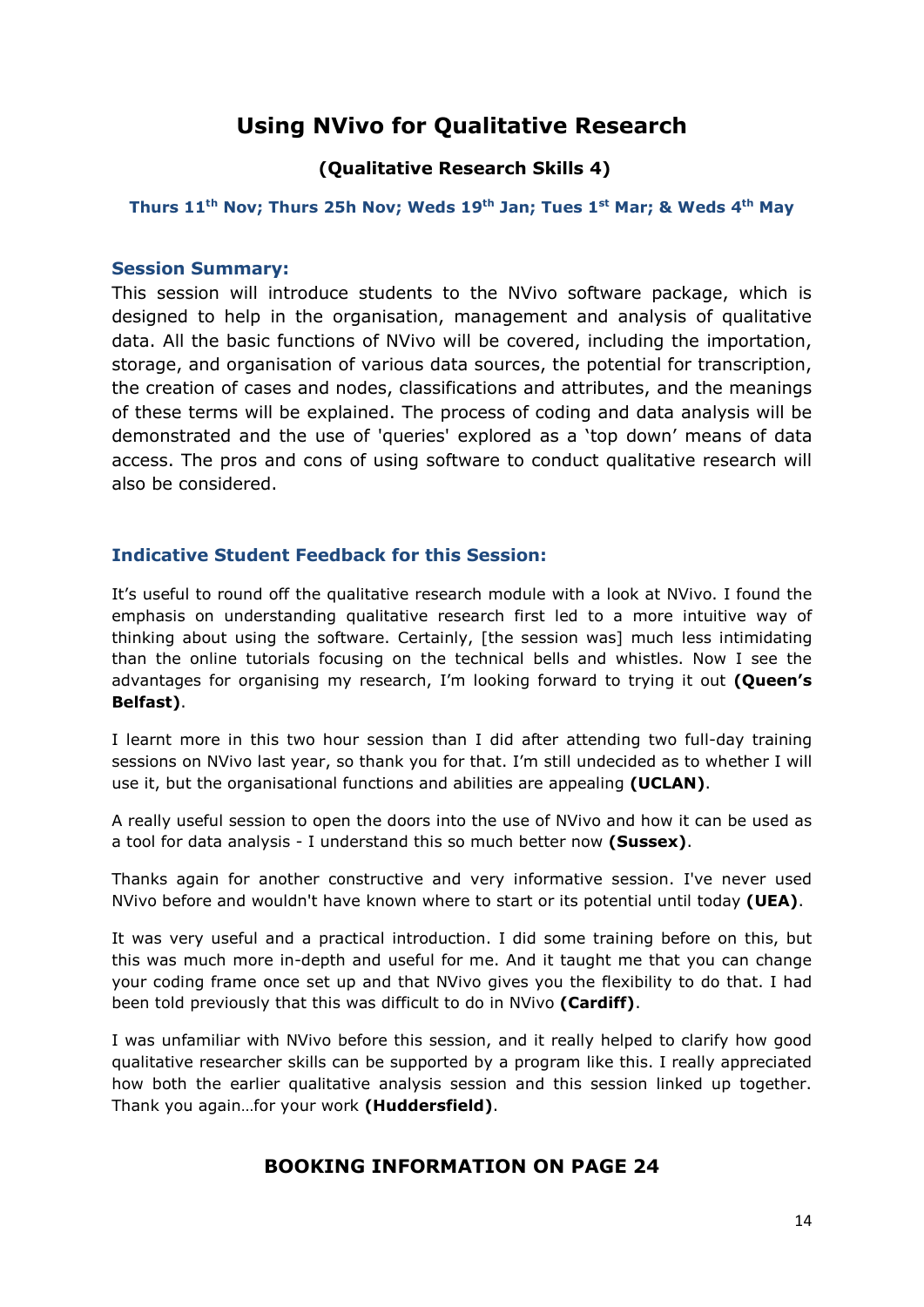# Using NVivo for Qualitative Research

### (Qualitative Research Skills 4)

**Thurs 11th Nov; Thurs 25h Nov; Weds 19th Jan; Tues 1st Mar; & Weds 4th May**

## Session Summary:

This session will introduce students to the NVivo software package, which is designed to help in the organisation, management and analysis of qualitative data. All the basic functions of NVivo will be covered, including the importation, storage, and organisation of various data sources, the potential for transcription, the creation of cases and nodes, classifications and attributes, and the meanings of these terms will be explained. The process of coding and data analysis will be demonstrated and the use of 'queries' explored as a 'top down' means of data access. The pros and cons of using software to conduct qualitative research will also be considered.

## Indicative Student Feedback for this Session:

It's useful to round off the qualitative research module with a look at NVivo. I found the emphasis on understanding qualitative research first led to a more intuitive way of thinking about using the software. Certainly, [the session was] much less intimidating than the online tutorials focusing on the technical bells and whistles. Now I see the advantages for organising my research, I'm looking forward to trying it out **(Queen's Belfast)**.

I learnt more in this two hour session than I did after attending two full-day training sessions on NVivo last year, so thank you for that. I'm still undecided as to whether I will use it, but the organisational functions and abilities are appealing **(UCLAN)**.

A really useful session to open the doors into the use of NVivo and how it can be used as a tool for data analysis - I understand this so much better now **(Sussex)**.

Thanks again for another constructive and very informative session. I've never used NVivo before and wouldn't have known where to start or its potential until today **(UEA)**.

It was very useful and a practical introduction. I did some training before on this, but this was much more in-depth and useful for me. And it taught me that you can change your coding frame once set up and that NVivo gives you the flexibility to do that. I had been told previously that this was difficult to do in NVivo **(Cardiff)**.

I was unfamiliar with NVivo before this session, and it really helped to clarify how good qualitative researcher skills can be supported by a program like this. I really appreciated how both the earlier qualitative analysis session and this session linked up together. Thank you again…for your work **(Huddersfield)**.

### BOOKING INFORMATION ON PAGE 24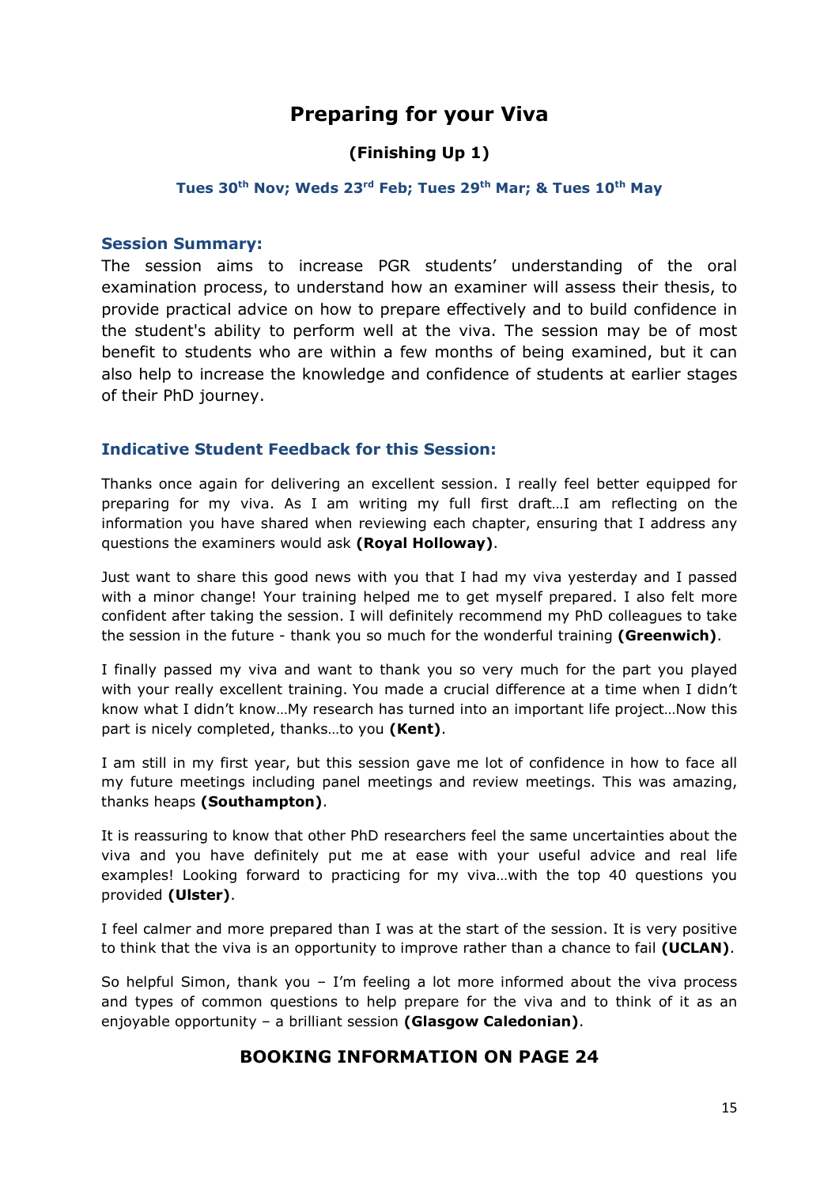# Preparing for your Viva

## (Finishing Up 1)

**Tues 30th Nov; Weds 23rd Feb; Tues 29th Mar; & Tues 10th May**

### Session Summary:

The session aims to increase PGR students' understanding of the oral examination process, to understand how an examiner will assess their thesis, to provide practical advice on how to prepare effectively and to build confidence in the student's ability to perform well at the viva. The session may be of most benefit to students who are within a few months of being examined, but it can also help to increase the knowledge and confidence of students at earlier stages of their PhD journey.

### Indicative Student Feedback for this Session:

Thanks once again for delivering an excellent session. I really feel better equipped for preparing for my viva. As I am writing my full first draft…I am reflecting on the information you have shared when reviewing each chapter, ensuring that I address any questions the examiners would ask **(Royal Holloway)**.

Just want to share this good news with you that I had my viva yesterday and I passed with a minor change! Your training helped me to get myself prepared. I also felt more confident after taking the session. I will definitely recommend my PhD colleagues to take the session in the future - thank you so much for the wonderful training **(Greenwich)**.

I finally passed my viva and want to thank you so very much for the part you played with your really excellent training. You made a crucial difference at a time when I didn't know what I didn't know…My research has turned into an important life project…Now this part is nicely completed, thanks…to you **(Kent)**.

I am still in my first year, but this session gave me lot of confidence in how to face all my future meetings including panel meetings and review meetings. This was amazing, thanks heaps **(Southampton)**.

It is reassuring to know that other PhD researchers feel the same uncertainties about the viva and you have definitely put me at ease with your useful advice and real life examples! Looking forward to practicing for my viva…with the top 40 questions you provided **(Ulster)**.

I feel calmer and more prepared than I was at the start of the session. It is very positive to think that the viva is an opportunity to improve rather than a chance to fail **(UCLAN)**.

So helpful Simon, thank you – I'm feeling a lot more informed about the viva process and types of common questions to help prepare for the viva and to think of it as an enjoyable opportunity – a brilliant session **(Glasgow Caledonian)**.

**BOOKING INFORMATION ON PAGE 24**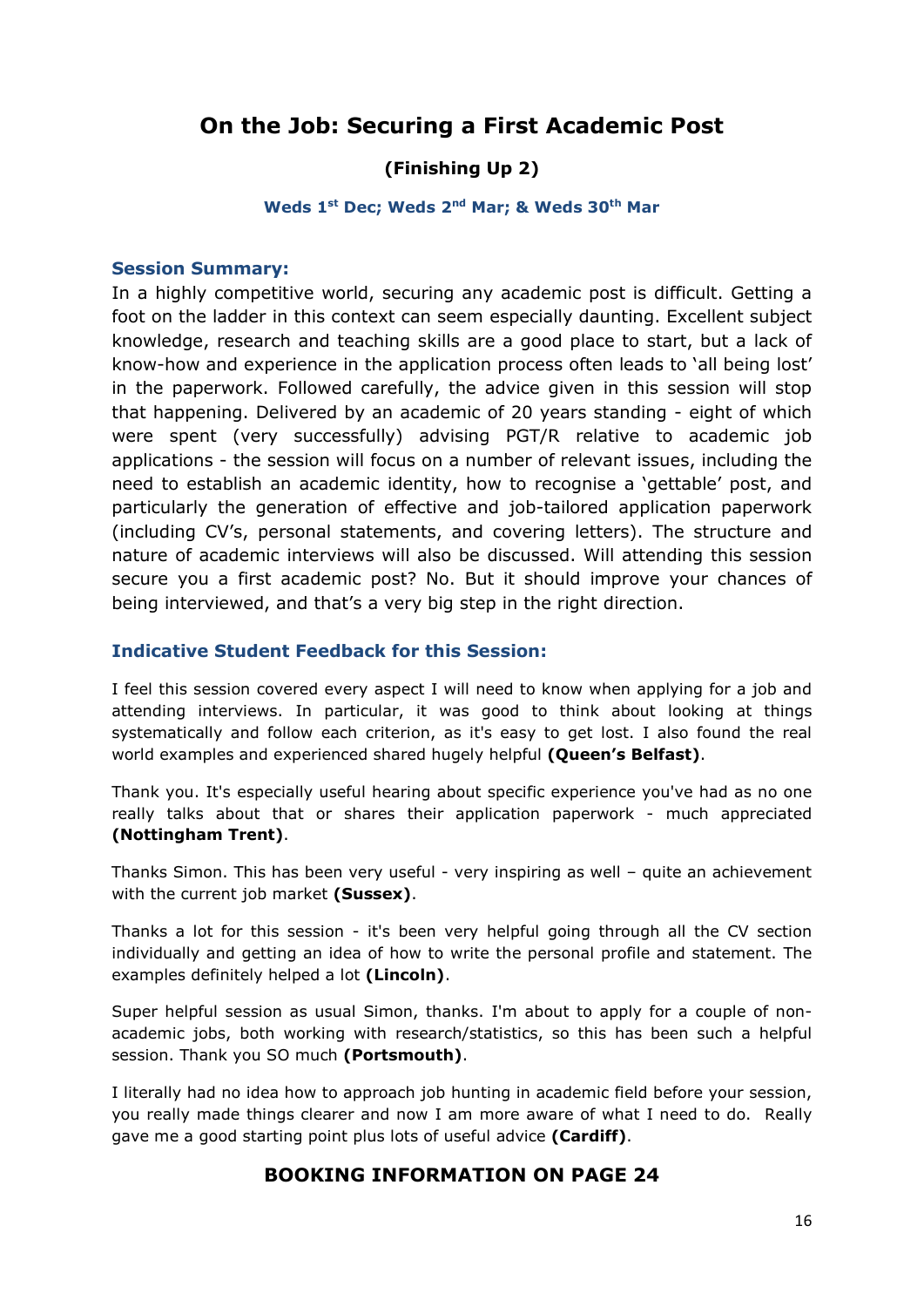# On the Job: Securing a First Academic Post

### (Finishing Up 2)

**Weds 1st Dec; Weds 2nd Mar; & Weds 30th Mar**

## Session Summary:

In a highly competitive world, securing any academic post is difficult. Getting a foot on the ladder in this context can seem especially daunting. Excellent subject knowledge, research and teaching skills are a good place to start, but a lack of know-how and experience in the application process often leads to 'all being lost' in the paperwork. Followed carefully, the advice given in this session will stop that happening. Delivered by an academic of 20 years standing - eight of which were spent (very successfully) advising PGT/R relative to academic job applications - the session will focus on a number of relevant issues, including the need to establish an academic identity, how to recognise a 'gettable' post, and particularly the generation of effective and job-tailored application paperwork (including CV's, personal statements, and covering letters). The structure and nature of academic interviews will also be discussed. Will attending this session secure you a first academic post? No. But it should improve your chances of being interviewed, and that's a very big step in the right direction.

## Indicative Student Feedback for this Session:

I feel this session covered every aspect I will need to know when applying for a job and attending interviews. In particular, it was good to think about looking at things systematically and follow each criterion, as it's easy to get lost. I also found the real world examples and experienced shared hugely helpful **(Queen's Belfast)**.

Thank you. It's especially useful hearing about specific experience you've had as no one really talks about that or shares their application paperwork - much appreciated **(Nottingham Trent)**.

Thanks Simon. This has been very useful - very inspiring as well – quite an achievement with the current job market **(Sussex)**.

Thanks a lot for this session - it's been very helpful going through all the CV section individually and getting an idea of how to write the personal profile and statement. The examples definitely helped a lot **(Lincoln)**.

Super helpful session as usual Simon, thanks. I'm about to apply for a couple of non-academic jobs, both working with research/statistics, so this has been such a helpful session. Thank you SO much **(Portsmouth)**.

I literally had no idea how to approach job hunting in academic field before your session, you really made things clearer and now I am more aware of what I need to do. Really gave me a good starting point plus lots of useful advice **(Cardiff)**.

### BOOKING INFORMATION ON PAGE 24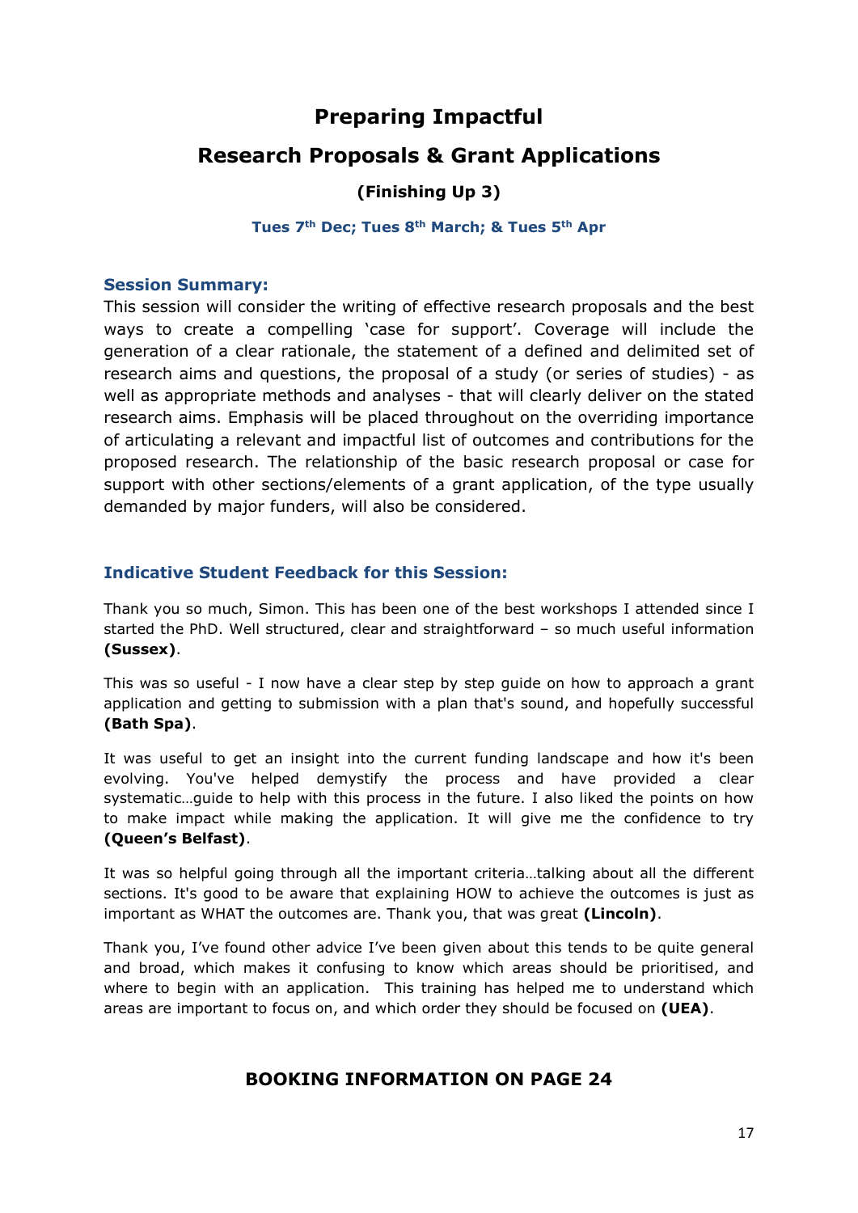# Preparing Impactful

# Research Proposals & Grant Applications

### (Finishing Up 3)

**Tues 7th Dec; Tues 8th March; & Tues 5th Apr**

### Session Summary:

This session will consider the writing of effective research proposals and the best ways to create a compelling 'case for support'. Coverage will include the generation of a clear rationale, the statement of a defined and delimited set of research aims and questions, the proposal of a study (or series of studies) - as well as appropriate methods and analyses - that will clearly deliver on the stated research aims. Emphasis will be placed throughout on the overriding importance of articulating a relevant and impactful list of outcomes and contributions for the proposed research. The relationship of the basic research proposal or case for support with other sections/elements of a grant application, of the type usually demanded by major funders, will also be considered.

### Indicative Student Feedback for this Session:

Thank you so much, Simon. This has been one of the best workshops I attended since I started the PhD. Well structured, clear and straightforward – so much useful information **(Sussex)**.

This was so useful - I now have a clear step by step guide on how to approach a grant application and getting to submission with a plan that's sound, and hopefully successful **(Bath Spa)**.

It was useful to get an insight into the current funding landscape and how it's been evolving. You've helped demystify the process and have provided a clear systematic…guide to help with this process in the future. I also liked the points on how to make impact while making the application. It will give me the confidence to try **(Queen's Belfast)**.

It was so helpful going through all the important criteria…talking about all the different sections. It's good to be aware that explaining HOW to achieve the outcomes is just as important as WHAT the outcomes are. Thank you, that was great **(Lincoln)**.

Thank you, I've found other advice I've been given about this tends to be quite general and broad, which makes it confusing to know which areas should be prioritised, and where to begin with an application. This training has helped me to understand which areas are important to focus on, and which order they should be focused on **(UEA)**.

**BOOKING INFORMATION ON PAGE 24**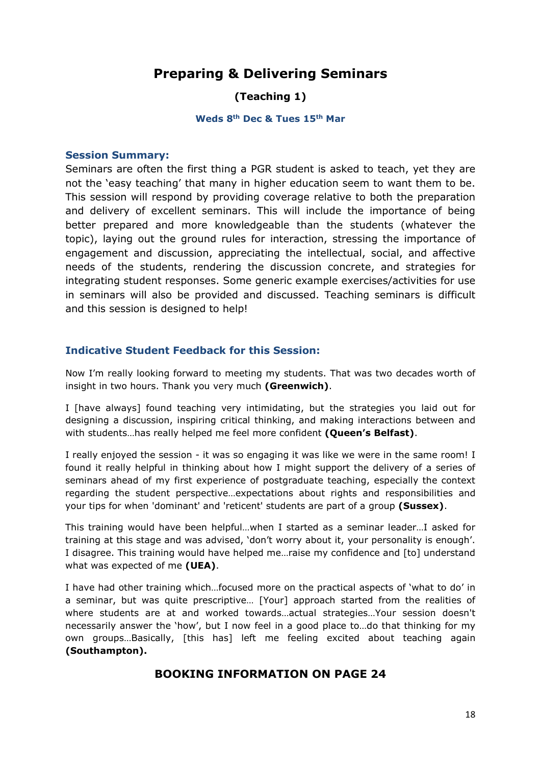# Preparing & Delivering Seminars

### (Teaching 1)

**Weds 8th Dec & Tues 15th Mar**

## Session Summary:

Seminars are often the first thing a PGR student is asked to teach, yet they are not the 'easy teaching' that many in higher education seem to want them to be. This session will respond by providing coverage relative to both the preparation and delivery of excellent seminars. This will include the importance of being better prepared and more knowledgeable than the students (whatever the topic), laying out the ground rules for interaction, stressing the importance of engagement and discussion, appreciating the intellectual, social, and affective needs of the students, rendering the discussion concrete, and strategies for integrating student responses. Some generic example exercises/activities for use in seminars will also be provided and discussed. Teaching seminars is difficult and this session is designed to help!

## Indicative Student Feedback for this Session:

Now I'm really looking forward to meeting my students. That was two decades worth of insight in two hours. Thank you very much **(Greenwich)**.

I [have always] found teaching very intimidating, but the strategies you laid out for designing a discussion, inspiring critical thinking, and making interactions between and with students…has really helped me feel more confident **(Queen's Belfast)**.

I really enjoyed the session - it was so engaging it was like we were in the same room! I found it really helpful in thinking about how I might support the delivery of a series of seminars ahead of my first experience of postgraduate teaching, especially the context regarding the student perspective…expectations about rights and responsibilities and your tips for when 'dominant' and 'reticent' students are part of a group **(Sussex)**.

This training would have been helpful…when I started as a seminar leader…I asked for training at this stage and was advised, 'don't worry about it, your personality is enough'. I disagree. This training would have helped me…raise my confidence and [to] understand what was expected of me **(UEA)**.

I have had other training which…focused more on the practical aspects of 'what to do' in a seminar, but was quite prescriptive… [Your] approach started from the realities of where students are at and worked towards…actual strategies…Your session doesn't necessarily answer the 'how', but I now feel in a good place to…do that thinking for my own groups…Basically, [this has] left me feeling excited about teaching again **(Southampton).**

### BOOKING INFORMATION ON PAGE 24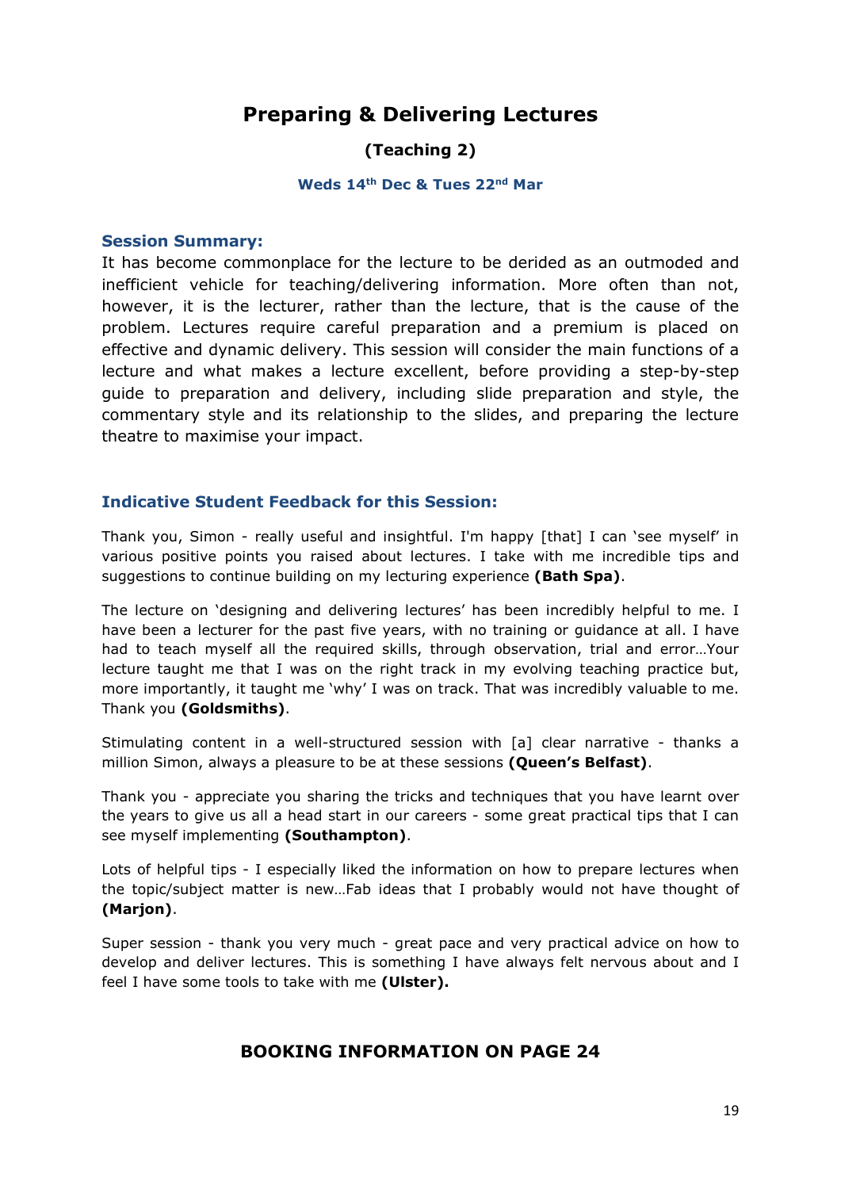# Preparing & Delivering Lectures

### (Teaching 2)

**Weds 14th Dec & Tues 22nd Mar**

## Session Summary:

It has become commonplace for the lecture to be derided as an outmoded and inefficient vehicle for teaching/delivering information. More often than not, however, it is the lecturer, rather than the lecture, that is the cause of the problem. Lectures require careful preparation and a premium is placed on effective and dynamic delivery. This session will consider the main functions of a lecture and what makes a lecture excellent, before providing a step-by-step guide to preparation and delivery, including slide preparation and style, the commentary style and its relationship to the slides, and preparing the lecture theatre to maximise your impact.

## Indicative Student Feedback for this Session:

Thank you, Simon - really useful and insightful. I'm happy [that] I can 'see myself' in various positive points you raised about lectures. I take with me incredible tips and suggestions to continue building on my lecturing experience **(Bath Spa)**.

The lecture on 'designing and delivering lectures' has been incredibly helpful to me. I have been a lecturer for the past five years, with no training or guidance at all. I have had to teach myself all the required skills, through observation, trial and error…Your lecture taught me that I was on the right track in my evolving teaching practice but, more importantly, it taught me 'why' I was on track. That was incredibly valuable to me. Thank you **(Goldsmiths)**.

Stimulating content in a well-structured session with [a] clear narrative - thanks a million Simon, always a pleasure to be at these sessions **(Queen's Belfast)**.

Thank you - appreciate you sharing the tricks and techniques that you have learnt over the years to give us all a head start in our careers - some great practical tips that I can see myself implementing **(Southampton)**.

Lots of helpful tips - I especially liked the information on how to prepare lectures when the topic/subject matter is new…Fab ideas that I probably would not have thought of **(Marjon)**.

Super session - thank you very much - great pace and very practical advice on how to develop and deliver lectures. This is something I have always felt nervous about and I feel I have some tools to take with me **(Ulster).**

### BOOKING INFORMATION ON PAGE 24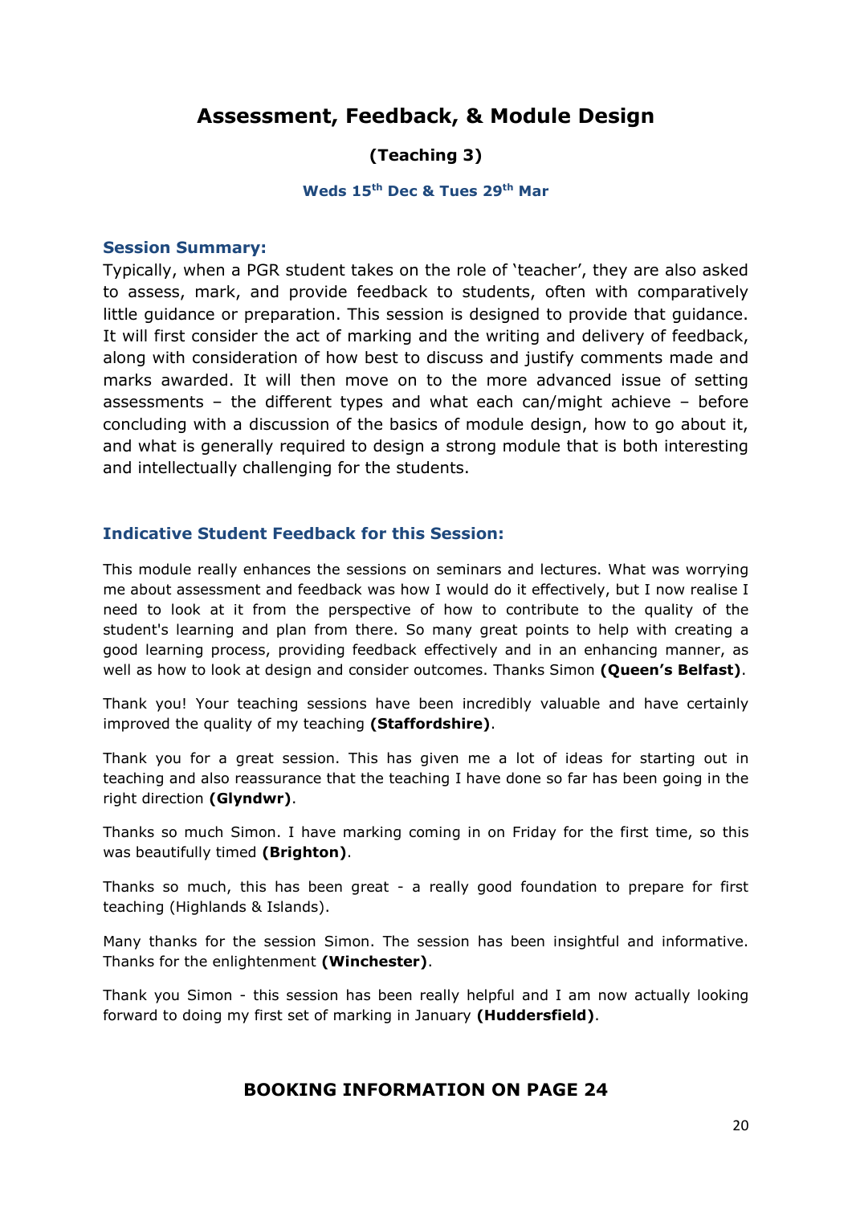# Assessment, Feedback, & Module Design

## (Teaching 3)

**Weds 15th Dec & Tues 29th Mar**

### Session Summary:

Typically, when a PGR student takes on the role of 'teacher', they are also asked to assess, mark, and provide feedback to students, often with comparatively little guidance or preparation. This session is designed to provide that guidance. It will first consider the act of marking and the writing and delivery of feedback, along with consideration of how best to discuss and justify comments made and marks awarded. It will then move on to the more advanced issue of setting assessments – the different types and what each can/might achieve – before concluding with a discussion of the basics of module design, how to go about it, and what is generally required to design a strong module that is both interesting and intellectually challenging for the students.

### Indicative Student Feedback for this Session:

This module really enhances the sessions on seminars and lectures. What was worrying me about assessment and feedback was how I would do it effectively, but I now realise I need to look at it from the perspective of how to contribute to the quality of the student's learning and plan from there. So many great points to help with creating a good learning process, providing feedback effectively and in an enhancing manner, as well as how to look at design and consider outcomes. Thanks Simon **(Queen's Belfast)**.

Thank you! Your teaching sessions have been incredibly valuable and have certainly improved the quality of my teaching **(Staffordshire)**.

Thank you for a great session. This has given me a lot of ideas for starting out in teaching and also reassurance that the teaching I have done so far has been going in the right direction **(Glyndwr)**.

Thanks so much Simon. I have marking coming in on Friday for the first time, so this was beautifully timed **(Brighton)**.

Thanks so much, this has been great - a really good foundation to prepare for first teaching (Highlands & Islands).

Many thanks for the session Simon. The session has been insightful and informative. Thanks for the enlightenment **(Winchester)**.

Thank you Simon - this session has been really helpful and I am now actually looking forward to doing my first set of marking in January **(Huddersfield)**.

**BOOKING INFORMATION ON PAGE 24**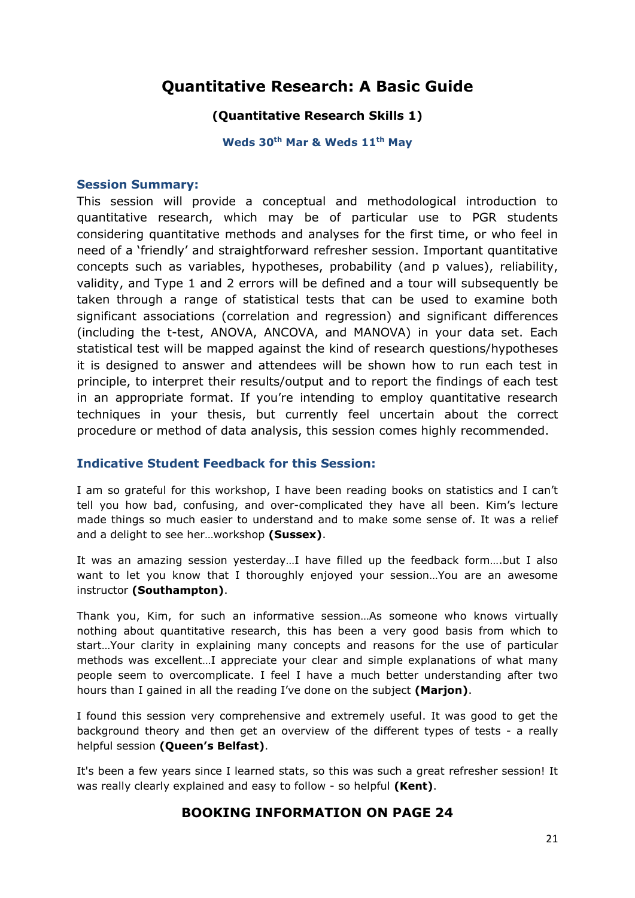# Quantitative Research: A Basic Guide

### (Quantitative Research Skills 1)

**Weds 30th Mar & Weds 11th May**

### Session Summary:

This session will provide a conceptual and methodological introduction to quantitative research, which may be of particular use to PGR students considering quantitative methods and analyses for the first time, or who feel in need of a 'friendly' and straightforward refresher session. Important quantitative concepts such as variables, hypotheses, probability (and p values), reliability, validity, and Type 1 and 2 errors will be defined and a tour will subsequently be taken through a range of statistical tests that can be used to examine both significant associations (correlation and regression) and significant differences (including the t-test, ANOVA, ANCOVA, and MANOVA) in your data set. Each statistical test will be mapped against the kind of research questions/hypotheses it is designed to answer and attendees will be shown how to run each test in principle, to interpret their results/output and to report the findings of each test in an appropriate format. If you're intending to employ quantitative research techniques in your thesis, but currently feel uncertain about the correct procedure or method of data analysis, this session comes highly recommended.

### Indicative Student Feedback for this Session:

I am so grateful for this workshop, I have been reading books on statistics and I can't tell you how bad, confusing, and over-complicated they have all been. Kim's lecture made things so much easier to understand and to make some sense of. It was a relief and a delight to see her…workshop **(Sussex)**.

It was an amazing session yesterday…I have filled up the feedback form….but I also want to let you know that I thoroughly enjoyed your session…You are an awesome instructor **(Southampton)**.

Thank you, Kim, for such an informative session…As someone who knows virtually nothing about quantitative research, this has been a very good basis from which to start…Your clarity in explaining many concepts and reasons for the use of particular methods was excellent…I appreciate your clear and simple explanations of what many people seem to overcomplicate. I feel I have a much better understanding after two hours than I gained in all the reading I've done on the subject **(Marjon)**.

I found this session very comprehensive and extremely useful. It was good to get the background theory and then get an overview of the different types of tests - a really helpful session **(Queen's Belfast)**.

It's been a few years since I learned stats, so this was such a great refresher session! It was really clearly explained and easy to follow - so helpful **(Kent)**.

**BOOKING INFORMATION ON PAGE 24**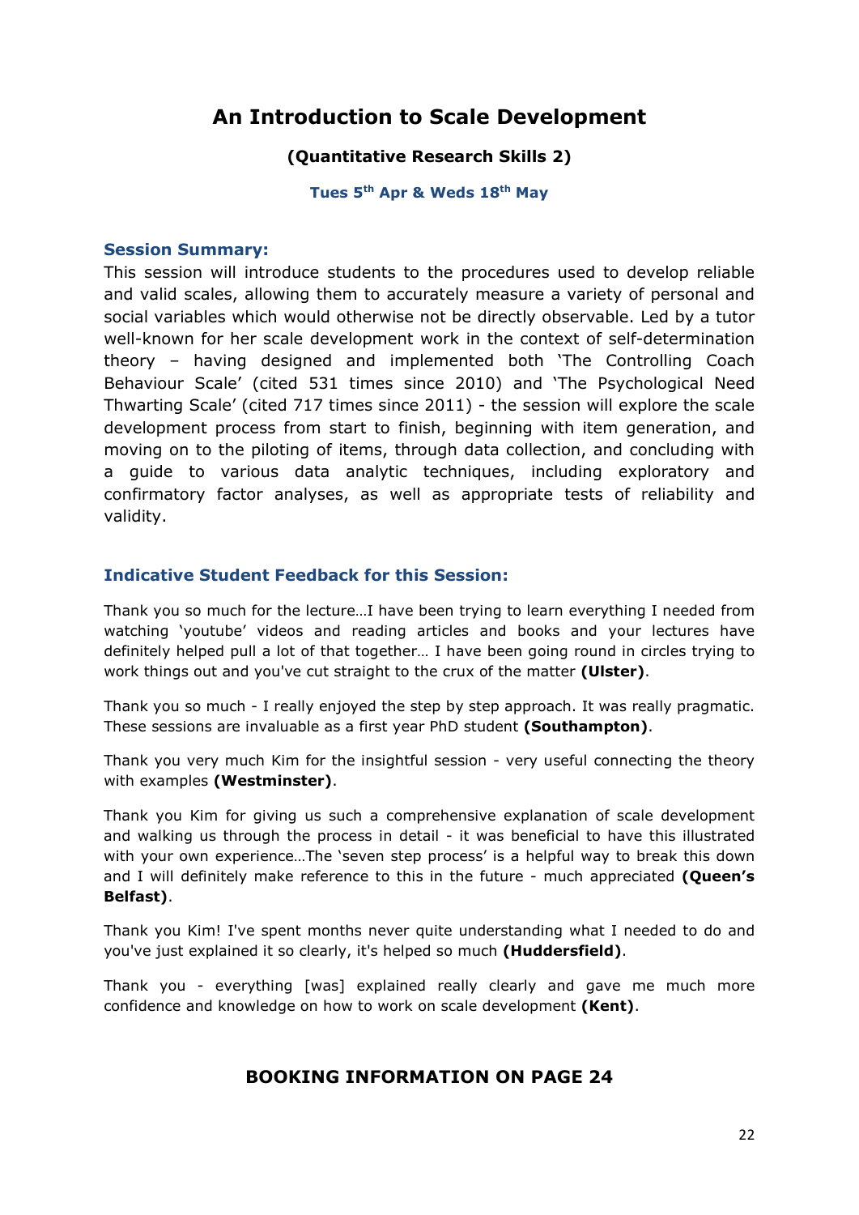# An Introduction to Scale Development

### (Quantitative Research Skills 2)

**Tues 5th Apr & Weds 18th May**

### Session Summary:

This session will introduce students to the procedures used to develop reliable and valid scales, allowing them to accurately measure a variety of personal and social variables which would otherwise not be directly observable. Led by a tutor well-known for her scale development work in the context of self-determination theory – having designed and implemented both 'The Controlling Coach Behaviour Scale' (cited 531 times since 2010) and 'The Psychological Need Thwarting Scale' (cited 717 times since 2011) - the session will explore the scale development process from start to finish, beginning with item generation, and moving on to the piloting of items, through data collection, and concluding with a guide to various data analytic techniques, including exploratory and confirmatory factor analyses, as well as appropriate tests of reliability and validity.

### Indicative Student Feedback for this Session:

Thank you so much for the lecture…I have been trying to learn everything I needed from watching 'youtube' videos and reading articles and books and your lectures have definitely helped pull a lot of that together… I have been going round in circles trying to work things out and you've cut straight to the crux of the matter **(Ulster)**.

Thank you so much - I really enjoyed the step by step approach. It was really pragmatic. These sessions are invaluable as a first year PhD student **(Southampton)**.

Thank you very much Kim for the insightful session - very useful connecting the theory with examples **(Westminster)**.

Thank you Kim for giving us such a comprehensive explanation of scale development and walking us through the process in detail - it was beneficial to have this illustrated with your own experience…The 'seven step process' is a helpful way to break this down and I will definitely make reference to this in the future - much appreciated **(Queen's Belfast)**.

Thank you Kim! I've spent months never quite understanding what I needed to do and you've just explained it so clearly, it's helped so much **(Huddersfield)**.

Thank you - everything [was] explained really clearly and gave me much more confidence and knowledge on how to work on scale development **(Kent)**.

**BOOKING INFORMATION ON PAGE 24**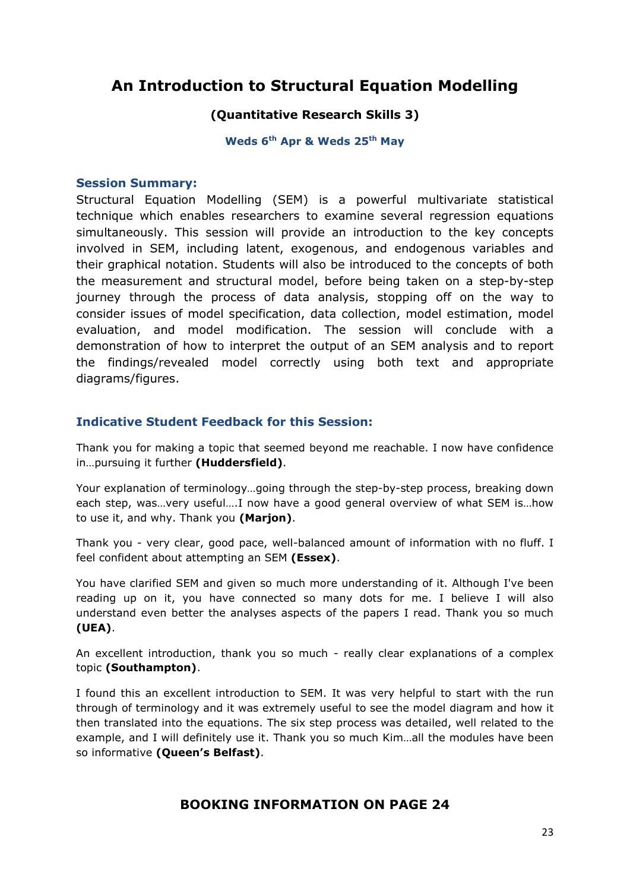# An Introduction to Structural Equation Modelling

**(Quantitative Research Skills 3)**

**Weds 6th Apr & Weds 25th May**

### Session Summary:

Structural Equation Modelling (SEM) is a powerful multivariate statistical technique which enables researchers to examine several regression equations simultaneously. This session will provide an introduction to the key concepts involved in SEM, including latent, exogenous, and endogenous variables and their graphical notation. Students will also be introduced to the concepts of both the measurement and structural model, before being taken on a step-by-step journey through the process of data analysis, stopping off on the way to consider issues of model specification, data collection, model estimation, model evaluation, and model modification. The session will conclude with a demonstration of how to interpret the output of an SEM analysis and to report the findings/revealed model correctly using both text and appropriate diagrams/figures.

### Indicative Student Feedback for this Session:

Thank you for making a topic that seemed beyond me reachable. I now have confidence in…pursuing it further **(Huddersfield)**.

Your explanation of terminology…going through the step-by-step process, breaking down each step, was…very useful….I now have a good general overview of what SEM is…how to use it, and why. Thank you **(Marjon)**.

Thank you - very clear, good pace, well-balanced amount of information with no fluff. I feel confident about attempting an SEM **(Essex)**.

You have clarified SEM and given so much more understanding of it. Although I've been reading up on it, you have connected so many dots for me. I believe I will also understand even better the analyses aspects of the papers I read. Thank you so much **(UEA)**.

An excellent introduction, thank you so much - really clear explanations of a complex topic **(Southampton)**.

I found this an excellent introduction to SEM. It was very helpful to start with the run through of terminology and it was extremely useful to see the model diagram and how it then translated into the equations. The six step process was detailed, well related to the example, and I will definitely use it. Thank you so much Kim…all the modules have been so informative **(Queen's Belfast)**.

**BOOKING INFORMATION ON PAGE 24**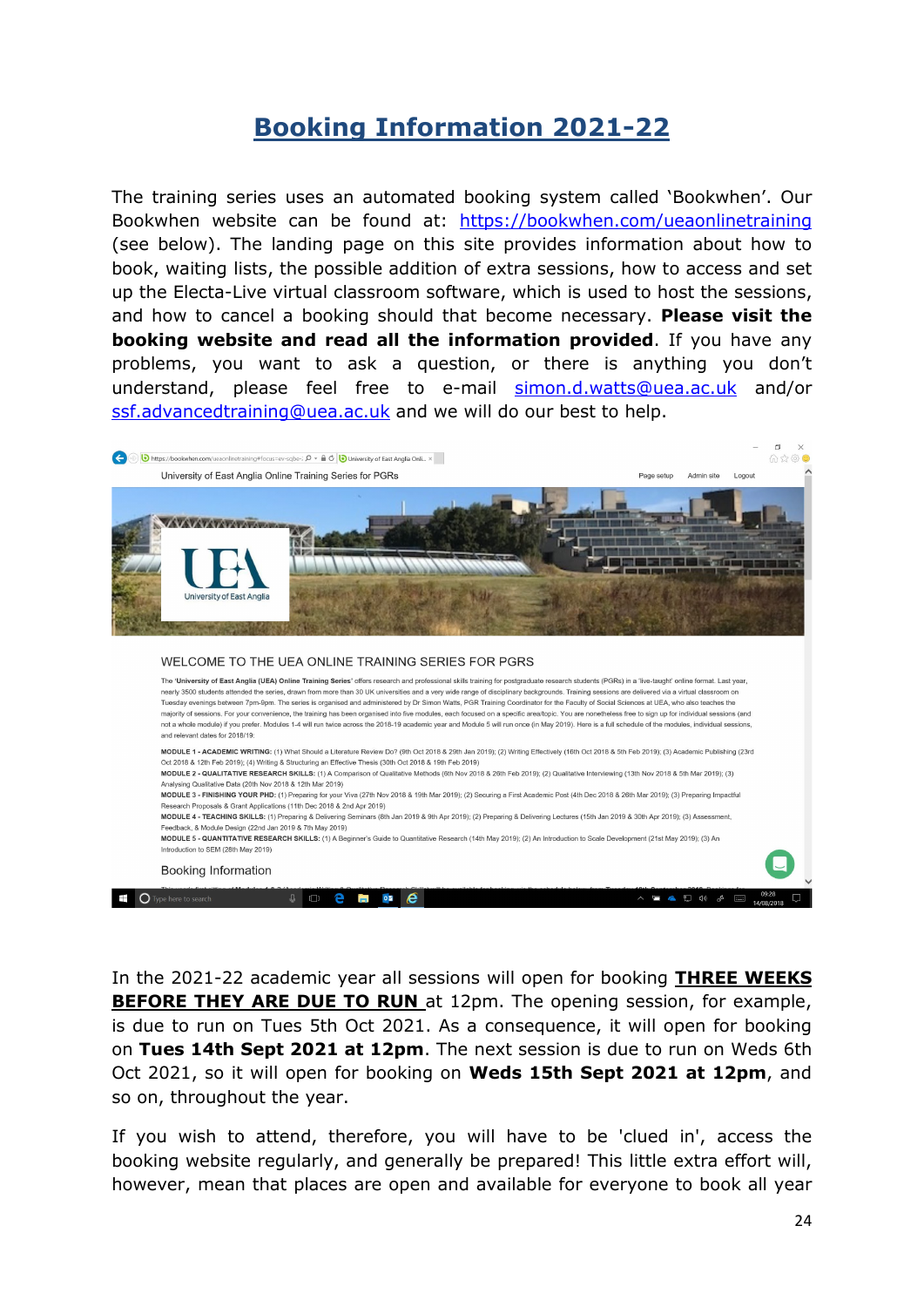# Booking Information 2021-22

The training series uses an automated booking system called 'Bookwhen'. Our Bookwhen website can be found at: https://bookwhen.com/ueaonlinetraining (see below). The landing page on this site provides information about how to book, waiting lists, the possible addition of extra sessions, how to access and set up the Electa-Live virtual classroom software, which is used to host the sessions, and how to cancel a booking should that become necessary. **Please visit the booking website and read all the information provided**. If you have any problems, you want to ask a question, or there is anything you don't understand, please feel free to e-mail simon.d.watts@uea.ac.uk and/or ssf.advancedtraining@uea.ac.uk and we will do our best to help.

In the 2021-22 academic year all sessions will open for booking **THREE WEEKS BEFORE THEY ARE DUE TO RUN** at 12pm. The opening session, for example, is due to run on Tues 5th Oct 2021. As a consequence, it will open for booking on **Tues 14th Sept 2021 at 12pm**. The next session is due to run on Weds 6th Oct 2021, so it will open for booking on **Weds 15th Sept 2021 at 12pm**, and so on, throughout the year.

If you wish to attend, therefore, you will have to be 'clued in', access the booking website regularly, and generally be prepared! This little extra effort will, however, mean that places are open and available for everyone to book all year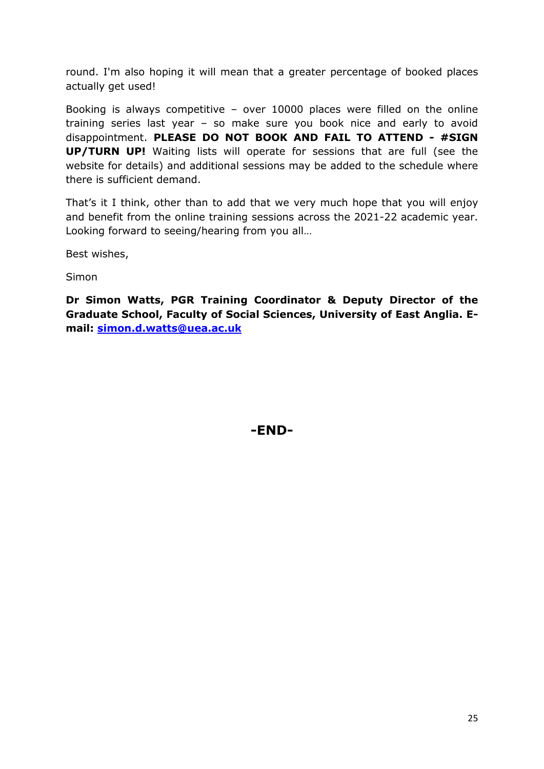round. I'm also hoping it will mean that a greater percentage of booked places actually get used!

Booking is always competitive – over 10000 places were filled on the online training series last year – so make sure you book nice and early to avoid disappointment. **PLEASE DO NOT BOOK AND FAIL TO ATTEND - #SIGN UP/TURN UP!** Waiting lists will operate for sessions that are full (see the website for details) and additional sessions may be added to the schedule where there is sufficient demand.

That's it I think, other than to add that we very much hope that you will enjoy and benefit from the online training sessions across the 2021-22 academic year. Looking forward to seeing/hearing from you all…

Best wishes,

Simon

**Dr Simon Watts, PGR Training Coordinator & Deputy Director of the Graduate School, Faculty of Social Sciences, University of East Anglia. E-mail: [simon.d.watts@uea.ac.uk](mailto:simon.d.watts@uea.ac.uk)**

**-END-**